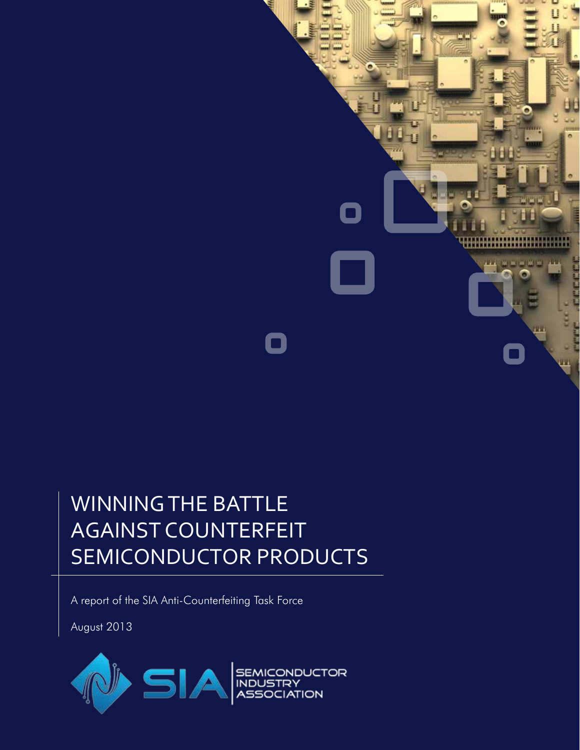# WINNING THE BATTLE AGAINST COUNTERFEIT SEMICONDUCTOR PRODUCTS

A report of the SIA Anti-Counterfeiting Task Force

August 2013

SIA SEMICONDUCTOR INDUSTRY ASSOCIATION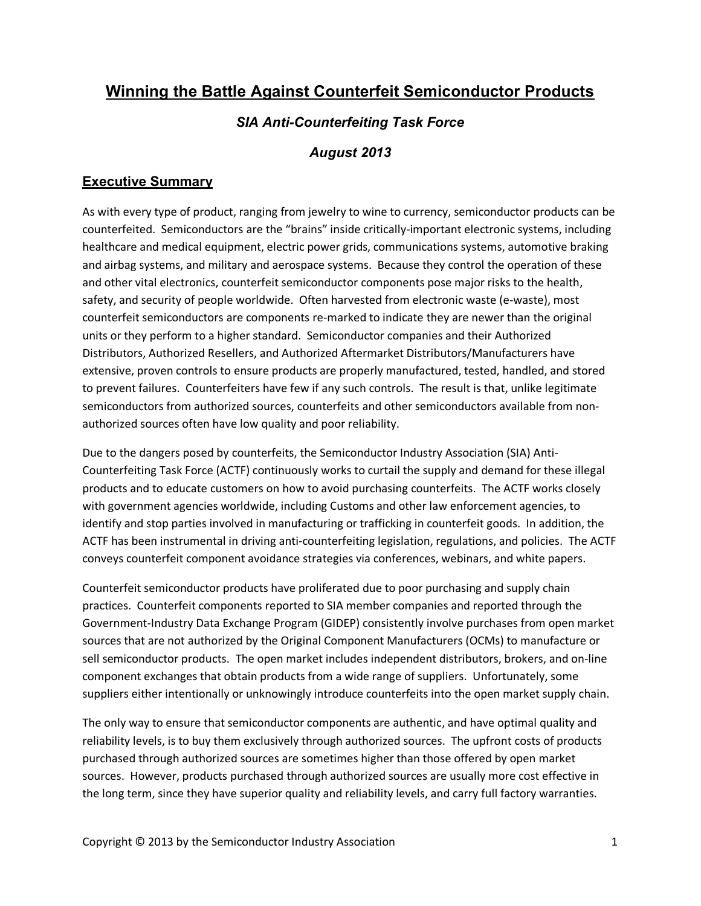# Winning the Battle Against Counterfeit Semiconductor Products

### *SIA Anti-Counterfeiting Task Force*

### *August 2013*

## Executive Summary

As with every type of product, ranging from jewelry to wine to currency, semiconductor products can be counterfeited. Semiconductors are the "brains" inside critically-important electronic systems, including healthcare and medical equipment, electric power grids, communications systems, automotive braking and airbag systems, and military and aerospace systems. Because they control the operation of these and other vital electronics, counterfeit semiconductor components pose major risks to the health, safety, and security of people worldwide. Often harvested from electronic waste (e-waste), most counterfeit semiconductors are components re-marked to indicate they are newer than the original units or they perform to a higher standard. Semiconductor companies and their Authorized Distributors, Authorized Resellers, and Authorized Aftermarket Distributors/Manufacturers have extensive, proven controls to ensure products are properly manufactured, tested, handled, and stored to prevent failures. Counterfeiters have few if any such controls. The result is that, unlike legitimate semiconductors from authorized sources, counterfeits and other semiconductors available from non-authorized sources often have low quality and poor reliability.

Due to the dangers posed by counterfeits, the Semiconductor Industry Association (SIA) Anti-Counterfeiting Task Force (ACTF) continuously works to curtail the supply and demand for these illegal products and to educate customers on how to avoid purchasing counterfeits. The ACTF works closely with government agencies worldwide, including Customs and other law enforcement agencies, to identify and stop parties involved in manufacturing or trafficking in counterfeit goods. In addition, the ACTF has been instrumental in driving anti-counterfeiting legislation, regulations, and policies. The ACTF conveys counterfeit component avoidance strategies via conferences, webinars, and white papers.

Counterfeit semiconductor products have proliferated due to poor purchasing and supply chain practices. Counterfeit components reported to SIA member companies and reported through the Government-Industry Data Exchange Program (GIDEP) consistently involve purchases from open market sources that are not authorized by the Original Component Manufacturers (OCMs) to manufacture or sell semiconductor products. The open market includes independent distributors, brokers, and on-line component exchanges that obtain products from a wide range of suppliers. Unfortunately, some suppliers either intentionally or unknowingly introduce counterfeits into the open market supply chain.

The only way to ensure that semiconductor components are authentic, and have optimal quality and reliability levels, is to buy them exclusively through authorized sources. The upfront costs of products purchased through authorized sources are sometimes higher than those offered by open market sources. However, products purchased through authorized sources are usually more cost effective in the long term, since they have superior quality and reliability levels, and carry full factory warranties.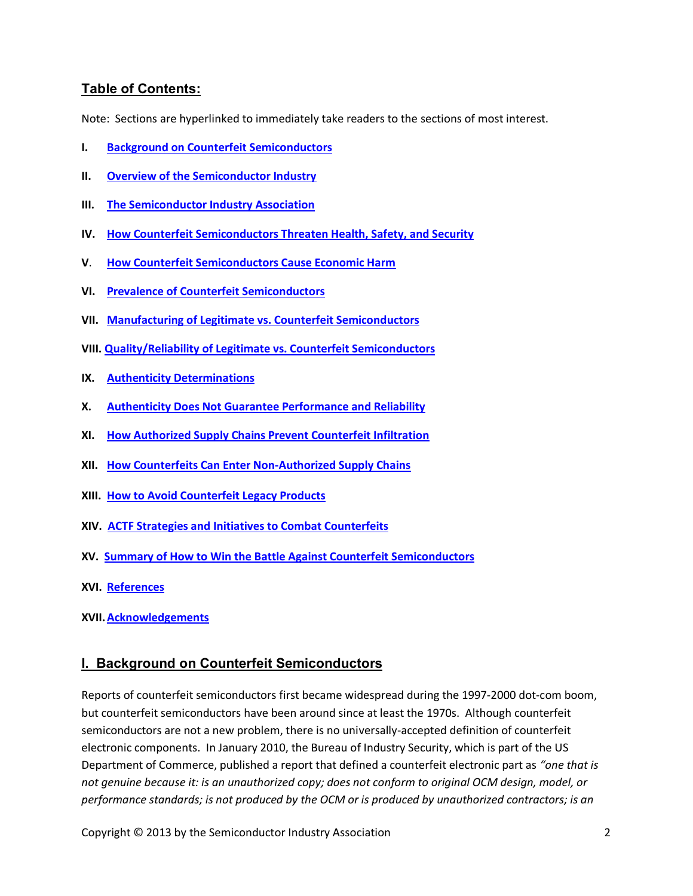## Table of Contents:

Note: Sections are hyperlinked to immediately take readers to the sections of most interest.

**I.** **Background on Counterfeit Semiconductors**

**II.** **Overview of the Semiconductor Industry**

**III.** **The Semiconductor Industry Association**

**IV.** **How Counterfeit Semiconductors Threaten Health, Safety, and Security**

**V.** **How Counterfeit Semiconductors Cause Economic Harm**

**VI.** **Prevalence of Counterfeit Semiconductors**

**VII.** **Manufacturing of Legitimate vs. Counterfeit Semiconductors**

**VIII.** **Quality/Reliability of Legitimate vs. Counterfeit Semiconductors**

**IX.** **Authenticity Determinations**

**X.** **Authenticity Does Not Guarantee Performance and Reliability**

**XI.** **How Authorized Supply Chains Prevent Counterfeit Infiltration**

**XII.** **How Counterfeits Can Enter Non-Authorized Supply Chains**

**XIII.** **How to Avoid Counterfeit Legacy Products**

**XIV.** **ACTF Strategies and Initiatives to Combat Counterfeits**

**XV.** **Summary of How to Win the Battle Against Counterfeit Semiconductors**

**XVI.** **References**

**XVII.** **Acknowledgements**

## I. Background on Counterfeit Semiconductors

Reports of counterfeit semiconductors first became widespread during the 1997-2000 dot-com boom, but counterfeit semiconductors have been around since at least the 1970s. Although counterfeit semiconductors are not a new problem, there is no universally-accepted definition of counterfeit electronic components. In January 2010, the Bureau of Industry Security, which is part of the US Department of Commerce, published a report that defined a counterfeit electronic part as *"one that is not genuine because it: is an unauthorized copy; does not conform to original OCM design, model, or performance standards; is not produced by the OCM or is produced by unauthorized contractors; is an*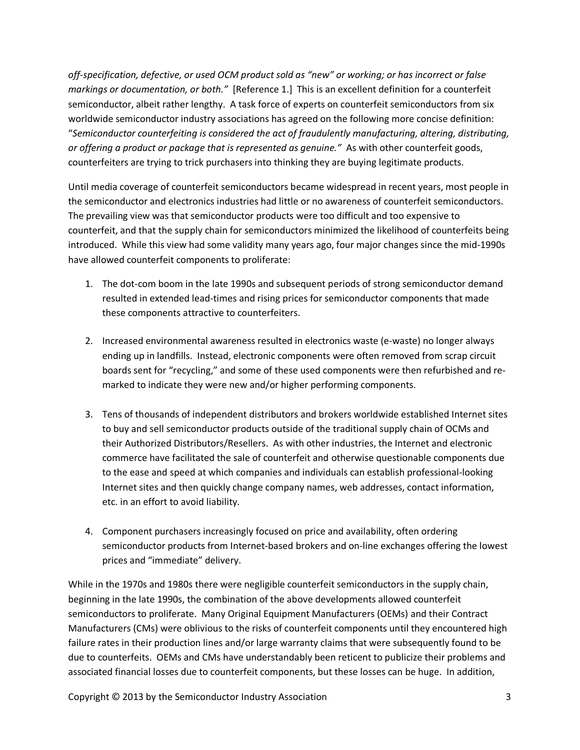*off-specification, defective, or used OCM product sold as "new" or working; or has incorrect or false markings or documentation, or both."* [Reference 1.] This is an excellent definition for a counterfeit semiconductor, albeit rather lengthy. A task force of experts on counterfeit semiconductors from six worldwide semiconductor industry associations has agreed on the following more concise definition: "*Semiconductor counterfeiting is considered the act of fraudulently manufacturing, altering, distributing, or offering a product or package that is represented as genuine."* As with other counterfeit goods, counterfeiters are trying to trick purchasers into thinking they are buying legitimate products.

Until media coverage of counterfeit semiconductors became widespread in recent years, most people in the semiconductor and electronics industries had little or no awareness of counterfeit semiconductors. The prevailing view was that semiconductor products were too difficult and too expensive to counterfeit, and that the supply chain for semiconductors minimized the likelihood of counterfeits being introduced. While this view had some validity many years ago, four major changes since the mid-1990s have allowed counterfeit components to proliferate:

1. The dot-com boom in the late 1990s and subsequent periods of strong semiconductor demand resulted in extended lead-times and rising prices for semiconductor components that made these components attractive to counterfeiters.

2. Increased environmental awareness resulted in electronics waste (e-waste) no longer always ending up in landfills. Instead, electronic components were often removed from scrap circuit boards sent for "recycling," and some of these used components were then refurbished and re-marked to indicate they were new and/or higher performing components.

3. Tens of thousands of independent distributors and brokers worldwide established Internet sites to buy and sell semiconductor products outside of the traditional supply chain of OCMs and their Authorized Distributors/Resellers. As with other industries, the Internet and electronic commerce have facilitated the sale of counterfeit and otherwise questionable components due to the ease and speed at which companies and individuals can establish professional-looking Internet sites and then quickly change company names, web addresses, contact information, etc. in an effort to avoid liability.

4. Component purchasers increasingly focused on price and availability, often ordering semiconductor products from Internet-based brokers and on-line exchanges offering the lowest prices and "immediate" delivery.

While in the 1970s and 1980s there were negligible counterfeit semiconductors in the supply chain, beginning in the late 1990s, the combination of the above developments allowed counterfeit semiconductors to proliferate. Many Original Equipment Manufacturers (OEMs) and their Contract Manufacturers (CMs) were oblivious to the risks of counterfeit components until they encountered high failure rates in their production lines and/or large warranty claims that were subsequently found to be due to counterfeits. OEMs and CMs have understandably been reticent to publicize their problems and associated financial losses due to counterfeit components, but these losses can be huge. In addition,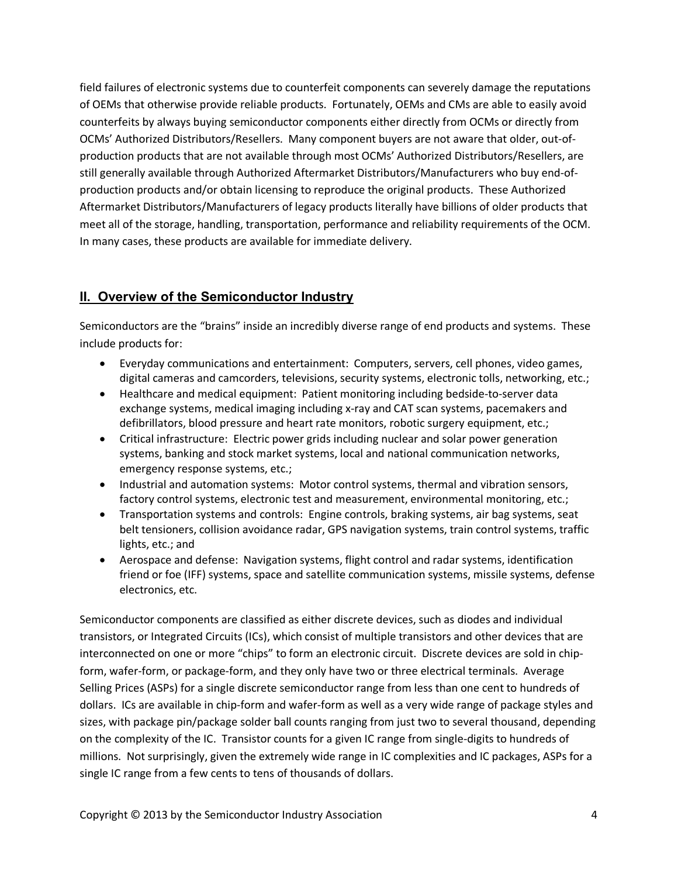field failures of electronic systems due to counterfeit components can severely damage the reputations of OEMs that otherwise provide reliable products. Fortunately, OEMs and CMs are able to easily avoid counterfeits by always buying semiconductor components either directly from OCMs or directly from OCMs' Authorized Distributors/Resellers. Many component buyers are not aware that older, out-of-production products that are not available through most OCMs' Authorized Distributors/Resellers, are still generally available through Authorized Aftermarket Distributors/Manufacturers who buy end-of-production products and/or obtain licensing to reproduce the original products. These Authorized Aftermarket Distributors/Manufacturers of legacy products literally have billions of older products that meet all of the storage, handling, transportation, performance and reliability requirements of the OCM. In many cases, these products are available for immediate delivery.

## II. Overview of the Semiconductor Industry

Semiconductors are the "brains" inside an incredibly diverse range of end products and systems. These include products for:

- Everyday communications and entertainment: Computers, servers, cell phones, video games, digital cameras and camcorders, televisions, security systems, electronic tolls, networking, etc.;
- Healthcare and medical equipment: Patient monitoring including bedside-to-server data exchange systems, medical imaging including x-ray and CAT scan systems, pacemakers and defibrillators, blood pressure and heart rate monitors, robotic surgery equipment, etc.;
- Critical infrastructure: Electric power grids including nuclear and solar power generation systems, banking and stock market systems, local and national communication networks, emergency response systems, etc.;
- Industrial and automation systems: Motor control systems, thermal and vibration sensors, factory control systems, electronic test and measurement, environmental monitoring, etc.;
- Transportation systems and controls: Engine controls, braking systems, air bag systems, seat belt tensioners, collision avoidance radar, GPS navigation systems, train control systems, traffic lights, etc.; and
- Aerospace and defense: Navigation systems, flight control and radar systems, identification friend or foe (IFF) systems, space and satellite communication systems, missile systems, defense electronics, etc.

Semiconductor components are classified as either discrete devices, such as diodes and individual transistors, or Integrated Circuits (ICs), which consist of multiple transistors and other devices that are interconnected on one or more "chips" to form an electronic circuit. Discrete devices are sold in chip-form, wafer-form, or package-form, and they only have two or three electrical terminals. Average Selling Prices (ASPs) for a single discrete semiconductor range from less than one cent to hundreds of dollars. ICs are available in chip-form and wafer-form as well as a very wide range of package styles and sizes, with package pin/package solder ball counts ranging from just two to several thousand, depending on the complexity of the IC. Transistor counts for a given IC range from single-digits to hundreds of millions. Not surprisingly, given the extremely wide range in IC complexities and IC packages, ASPs for a single IC range from a few cents to tens of thousands of dollars.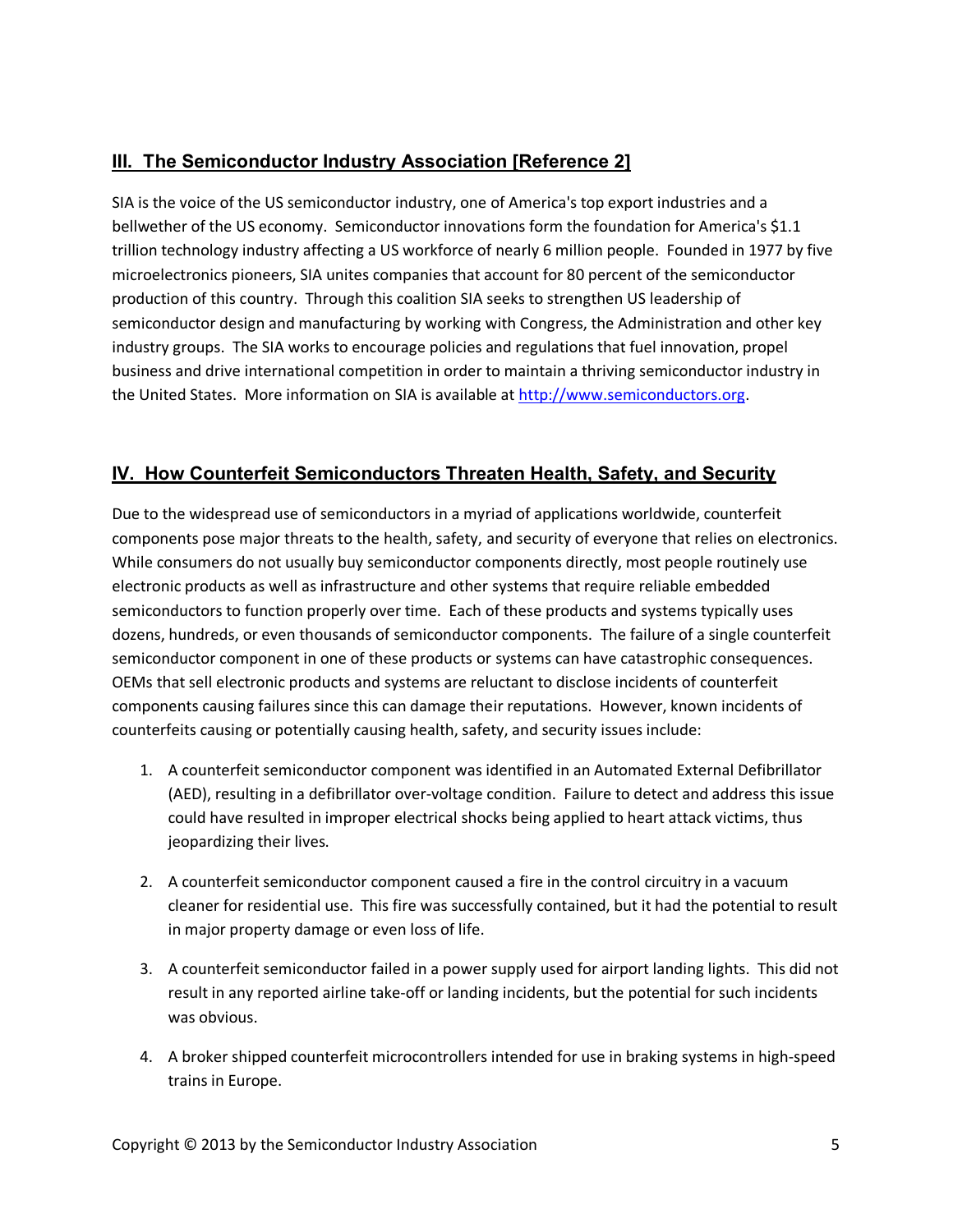## III. The Semiconductor Industry Association [Reference 2]

SIA is the voice of the US semiconductor industry, one of America's top export industries and a bellwether of the US economy. Semiconductor innovations form the foundation for America's $1.1 trillion technology industry affecting a US workforce of nearly 6 million people. Founded in 1977 by five microelectronics pioneers, SIA unites companies that account for 80 percent of the semiconductor production of this country. Through this coalition SIA seeks to strengthen US leadership of semiconductor design and manufacturing by working with Congress, the Administration and other key industry groups. The SIA works to encourage policies and regulations that fuel innovation, propel business and drive international competition in order to maintain a thriving semiconductor industry in the United States. More information on SIA is available at [http://www.semiconductors.org](http://www.semiconductors.org).

## IV. How Counterfeit Semiconductors Threaten Health, Safety, and Security

Due to the widespread use of semiconductors in a myriad of applications worldwide, counterfeit components pose major threats to the health, safety, and security of everyone that relies on electronics. While consumers do not usually buy semiconductor components directly, most people routinely use electronic products as well as infrastructure and other systems that require reliable embedded semiconductors to function properly over time. Each of these products and systems typically uses dozens, hundreds, or even thousands of semiconductor components. The failure of a single counterfeit semiconductor component in one of these products or systems can have catastrophic consequences. OEMs that sell electronic products and systems are reluctant to disclose incidents of counterfeit components causing failures since this can damage their reputations. However, known incidents of counterfeits causing or potentially causing health, safety, and security issues include:

1. A counterfeit semiconductor component was identified in an Automated External Defibrillator (AED), resulting in a defibrillator over-voltage condition. Failure to detect and address this issue could have resulted in improper electrical shocks being applied to heart attack victims, thus jeopardizing their lives.

2. A counterfeit semiconductor component caused a fire in the control circuitry in a vacuum cleaner for residential use. This fire was successfully contained, but it had the potential to result in major property damage or even loss of life.

3. A counterfeit semiconductor failed in a power supply used for airport landing lights. This did not result in any reported airline take-off or landing incidents, but the potential for such incidents was obvious.

4. A broker shipped counterfeit microcontrollers intended for use in braking systems in high-speed trains in Europe.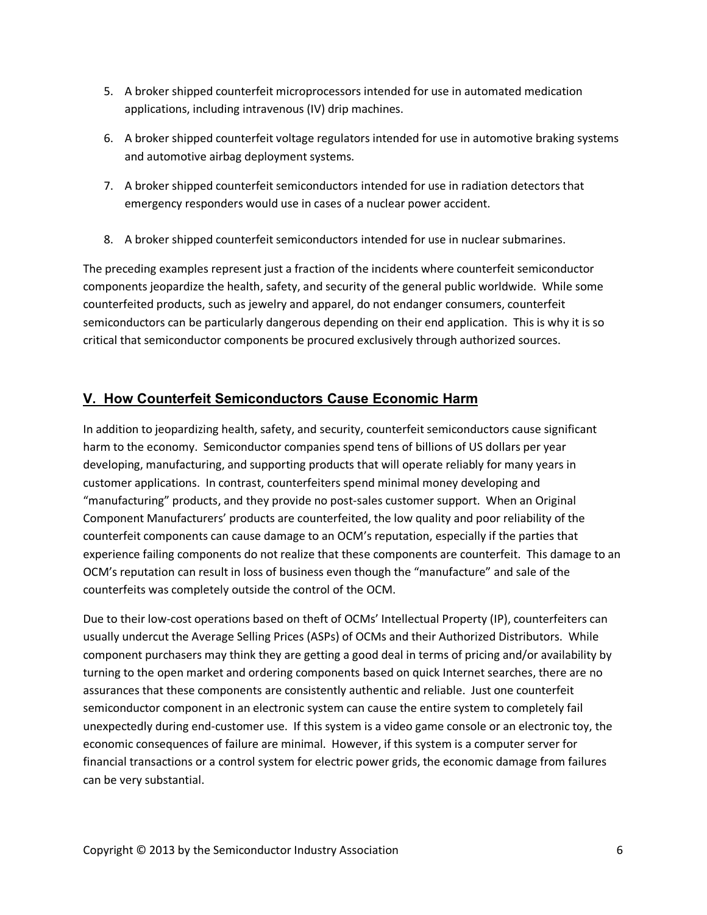5. A broker shipped counterfeit microprocessors intended for use in automated medication applications, including intravenous (IV) drip machines.

6. A broker shipped counterfeit voltage regulators intended for use in automotive braking systems and automotive airbag deployment systems.

7. A broker shipped counterfeit semiconductors intended for use in radiation detectors that emergency responders would use in cases of a nuclear power accident.

8. A broker shipped counterfeit semiconductors intended for use in nuclear submarines.

The preceding examples represent just a fraction of the incidents where counterfeit semiconductor components jeopardize the health, safety, and security of the general public worldwide. While some counterfeited products, such as jewelry and apparel, do not endanger consumers, counterfeit semiconductors can be particularly dangerous depending on their end application. This is why it is so critical that semiconductor components be procured exclusively through authorized sources.

## V. How Counterfeit Semiconductors Cause Economic Harm

In addition to jeopardizing health, safety, and security, counterfeit semiconductors cause significant harm to the economy. Semiconductor companies spend tens of billions of US dollars per year developing, manufacturing, and supporting products that will operate reliably for many years in customer applications. In contrast, counterfeiters spend minimal money developing and "manufacturing" products, and they provide no post-sales customer support. When an Original Component Manufacturers' products are counterfeited, the low quality and poor reliability of the counterfeit components can cause damage to an OCM's reputation, especially if the parties that experience failing components do not realize that these components are counterfeit. This damage to an OCM's reputation can result in loss of business even though the "manufacture" and sale of the counterfeits was completely outside the control of the OCM.

Due to their low-cost operations based on theft of OCMs' Intellectual Property (IP), counterfeiters can usually undercut the Average Selling Prices (ASPs) of OCMs and their Authorized Distributors. While component purchasers may think they are getting a good deal in terms of pricing and/or availability by turning to the open market and ordering components based on quick Internet searches, there are no assurances that these components are consistently authentic and reliable. Just one counterfeit semiconductor component in an electronic system can cause the entire system to completely fail unexpectedly during end-customer use. If this system is a video game console or an electronic toy, the economic consequences of failure are minimal. However, if this system is a computer server for financial transactions or a control system for electric power grids, the economic damage from failures can be very substantial.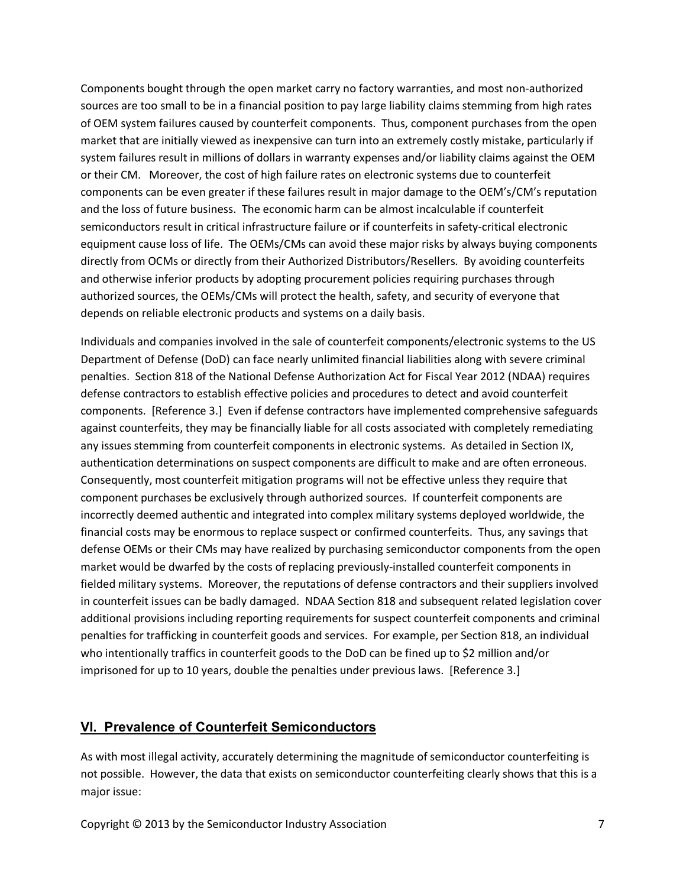Components bought through the open market carry no factory warranties, and most non-authorized sources are too small to be in a financial position to pay large liability claims stemming from high rates of OEM system failures caused by counterfeit components. Thus, component purchases from the open market that are initially viewed as inexpensive can turn into an extremely costly mistake, particularly if system failures result in millions of dollars in warranty expenses and/or liability claims against the OEM or their CM. Moreover, the cost of high failure rates on electronic systems due to counterfeit components can be even greater if these failures result in major damage to the OEM's/CM's reputation and the loss of future business. The economic harm can be almost incalculable if counterfeit semiconductors result in critical infrastructure failure or if counterfeits in safety-critical electronic equipment cause loss of life. The OEMs/CMs can avoid these major risks by always buying components directly from OCMs or directly from their Authorized Distributors/Resellers. By avoiding counterfeits and otherwise inferior products by adopting procurement policies requiring purchases through authorized sources, the OEMs/CMs will protect the health, safety, and security of everyone that depends on reliable electronic products and systems on a daily basis.

Individuals and companies involved in the sale of counterfeit components/electronic systems to the US Department of Defense (DoD) can face nearly unlimited financial liabilities along with severe criminal penalties. Section 818 of the National Defense Authorization Act for Fiscal Year 2012 (NDAA) requires defense contractors to establish effective policies and procedures to detect and avoid counterfeit components. [Reference 3.] Even if defense contractors have implemented comprehensive safeguards against counterfeits, they may be financially liable for all costs associated with completely remediating any issues stemming from counterfeit components in electronic systems. As detailed in Section IX, authentication determinations on suspect components are difficult to make and are often erroneous. Consequently, most counterfeit mitigation programs will not be effective unless they require that component purchases be exclusively through authorized sources. If counterfeit components are incorrectly deemed authentic and integrated into complex military systems deployed worldwide, the financial costs may be enormous to replace suspect or confirmed counterfeits. Thus, any savings that defense OEMs or their CMs may have realized by purchasing semiconductor components from the open market would be dwarfed by the costs of replacing previously-installed counterfeit components in fielded military systems. Moreover, the reputations of defense contractors and their suppliers involved in counterfeit issues can be badly damaged. NDAA Section 818 and subsequent related legislation cover additional provisions including reporting requirements for suspect counterfeit components and criminal penalties for trafficking in counterfeit goods and services. For example, per Section 818, an individual who intentionally traffics in counterfeit goods to the DoD can be fined up to $2 million and/or imprisoned for up to 10 years, double the penalties under previous laws. [Reference 3.]

## VI. Prevalence of Counterfeit Semiconductors

As with most illegal activity, accurately determining the magnitude of semiconductor counterfeiting is not possible. However, the data that exists on semiconductor counterfeiting clearly shows that this is a major issue: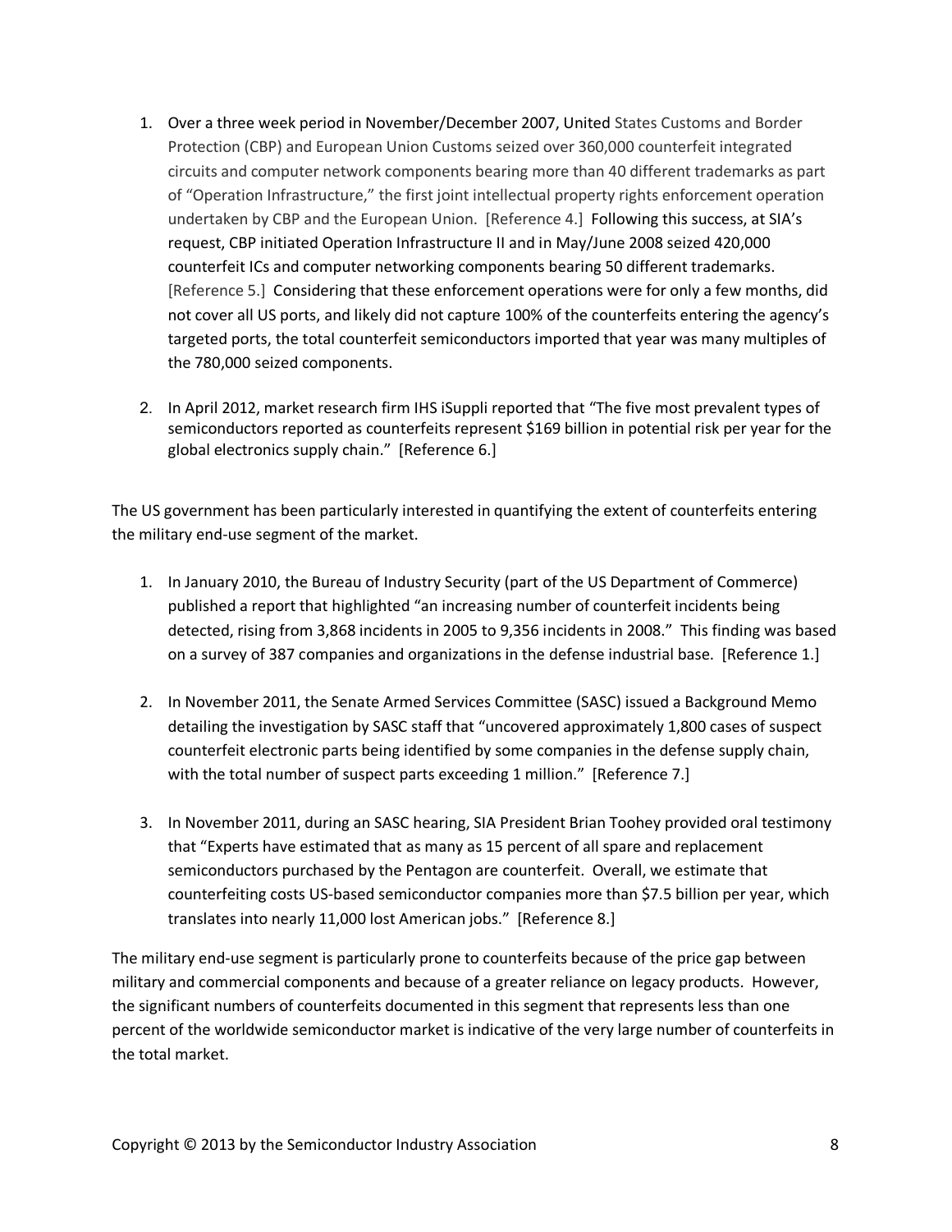1. Over a three week period in November/December 2007, United States Customs and Border Protection (CBP) and European Union Customs seized over 360,000 counterfeit integrated circuits and computer network components bearing more than 40 different trademarks as part of "Operation Infrastructure," the first joint intellectual property rights enforcement operation undertaken by CBP and the European Union. [Reference 4.] Following this success, at SIA's request, CBP initiated Operation Infrastructure II and in May/June 2008 seized 420,000 counterfeit ICs and computer networking components bearing 50 different trademarks. [Reference 5.] Considering that these enforcement operations were for only a few months, did not cover all US ports, and likely did not capture 100% of the counterfeits entering the agency's targeted ports, the total counterfeit semiconductors imported that year was many multiples of the 780,000 seized components.

2. In April 2012, market research firm IHS iSuppli reported that "The five most prevalent types of semiconductors reported as counterfeits represent $169 billion in potential risk per year for the global electronics supply chain." [Reference 6.]

The US government has been particularly interested in quantifying the extent of counterfeits entering the military end-use segment of the market.

1. In January 2010, the Bureau of Industry Security (part of the US Department of Commerce) published a report that highlighted "an increasing number of counterfeit incidents being detected, rising from 3,868 incidents in 2005 to 9,356 incidents in 2008." This finding was based on a survey of 387 companies and organizations in the defense industrial base. [Reference 1.]

2. In November 2011, the Senate Armed Services Committee (SASC) issued a Background Memo detailing the investigation by SASC staff that "uncovered approximately 1,800 cases of suspect counterfeit electronic parts being identified by some companies in the defense supply chain, with the total number of suspect parts exceeding 1 million." [Reference 7.]

3. In November 2011, during an SASC hearing, SIA President Brian Toohey provided oral testimony that "Experts have estimated that as many as 15 percent of all spare and replacement semiconductors purchased by the Pentagon are counterfeit. Overall, we estimate that counterfeiting costs US-based semiconductor companies more than $7.5 billion per year, which translates into nearly 11,000 lost American jobs." [Reference 8.]

The military end-use segment is particularly prone to counterfeits because of the price gap between military and commercial components and because of a greater reliance on legacy products. However, the significant numbers of counterfeits documented in this segment that represents less than one percent of the worldwide semiconductor market is indicative of the very large number of counterfeits in the total market.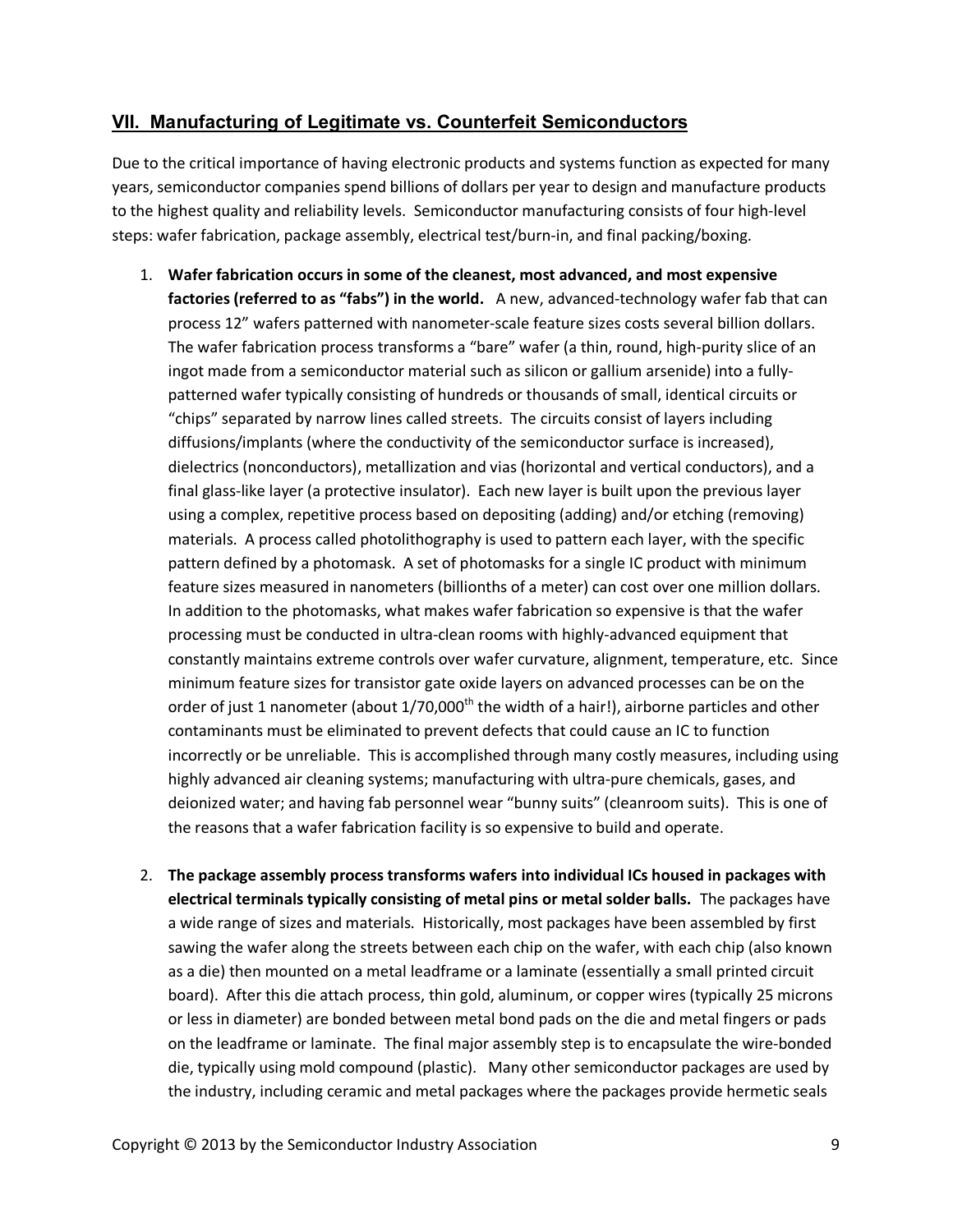## VII. Manufacturing of Legitimate vs. Counterfeit Semiconductors

Due to the critical importance of having electronic products and systems function as expected for many years, semiconductor companies spend billions of dollars per year to design and manufacture products to the highest quality and reliability levels. Semiconductor manufacturing consists of four high-level steps: wafer fabrication, package assembly, electrical test/burn-in, and final packing/boxing.

1. **Wafer fabrication occurs in some of the cleanest, most advanced, and most expensive factories (referred to as "fabs") in the world.** A new, advanced-technology wafer fab that can process 12" wafers patterned with nanometer-scale feature sizes costs several billion dollars. The wafer fabrication process transforms a "bare" wafer (a thin, round, high-purity slice of an ingot made from a semiconductor material such as silicon or gallium arsenide) into a fully-patterned wafer typically consisting of hundreds or thousands of small, identical circuits or "chips" separated by narrow lines called streets. The circuits consist of layers including diffusions/implants (where the conductivity of the semiconductor surface is increased), dielectrics (nonconductors), metallization and vias (horizontal and vertical conductors), and a final glass-like layer (a protective insulator). Each new layer is built upon the previous layer using a complex, repetitive process based on depositing (adding) and/or etching (removing) materials. A process called photolithography is used to pattern each layer, with the specific pattern defined by a photomask. A set of photomasks for a single IC product with minimum feature sizes measured in nanometers (billionths of a meter) can cost over one million dollars. In addition to the photomasks, what makes wafer fabrication so expensive is that the wafer processing must be conducted in ultra-clean rooms with highly-advanced equipment that constantly maintains extreme controls over wafer curvature, alignment, temperature, etc. Since minimum feature sizes for transistor gate oxide layers on advanced processes can be on the order of just 1 nanometer (about 1/70,000$^{th}$ the width of a hair!), airborne particles and other contaminants must be eliminated to prevent defects that could cause an IC to function incorrectly or be unreliable. This is accomplished through many costly measures, including using highly advanced air cleaning systems; manufacturing with ultra-pure chemicals, gases, and deionized water; and having fab personnel wear "bunny suits" (cleanroom suits). This is one of the reasons that a wafer fabrication facility is so expensive to build and operate.

2. **The package assembly process transforms wafers into individual ICs housed in packages with electrical terminals typically consisting of metal pins or metal solder balls.** The packages have a wide range of sizes and materials. Historically, most packages have been assembled by first sawing the wafer along the streets between each chip on the wafer, with each chip (also known as a die) then mounted on a metal leadframe or a laminate (essentially a small printed circuit board). After this die attach process, thin gold, aluminum, or copper wires (typically 25 microns or less in diameter) are bonded between metal bond pads on the die and metal fingers or pads on the leadframe or laminate. The final major assembly step is to encapsulate the wire-bonded die, typically using mold compound (plastic). Many other semiconductor packages are used by the industry, including ceramic and metal packages where the packages provide hermetic seals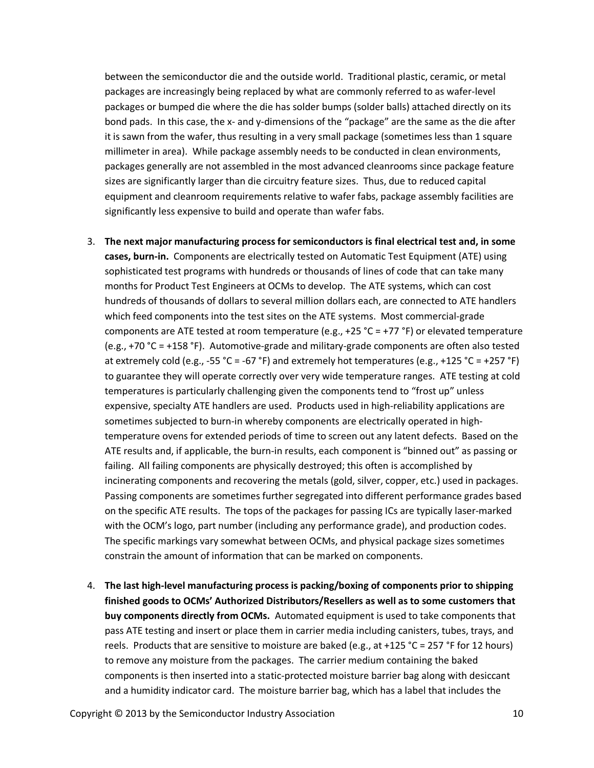between the semiconductor die and the outside world. Traditional plastic, ceramic, or metal packages are increasingly being replaced by what are commonly referred to as wafer-level packages or bumped die where the die has solder bumps (solder balls) attached directly on its bond pads. In this case, the x- and y-dimensions of the "package" are the same as the die after it is sawn from the wafer, thus resulting in a very small package (sometimes less than 1 square millimeter in area). While package assembly needs to be conducted in clean environments, packages generally are not assembled in the most advanced cleanrooms since package feature sizes are significantly larger than die circuitry feature sizes. Thus, due to reduced capital equipment and cleanroom requirements relative to wafer fabs, package assembly facilities are significantly less expensive to build and operate than wafer fabs.

3. **The next major manufacturing process for semiconductors is final electrical test and, in some cases, burn-in.** Components are electrically tested on Automatic Test Equipment (ATE) using sophisticated test programs with hundreds or thousands of lines of code that can take many months for Product Test Engineers at OCMs to develop. The ATE systems, which can cost hundreds of thousands of dollars to several million dollars each, are connected to ATE handlers which feed components into the test sites on the ATE systems. Most commercial-grade components are ATE tested at room temperature (e.g., +25 °C = +77 °F) or elevated temperature (e.g., +70 °C = +158 °F). Automotive-grade and military-grade components are often also tested at extremely cold (e.g., -55 °C = -67 °F) and extremely hot temperatures (e.g., +125 °C = +257 °F) to guarantee they will operate correctly over very wide temperature ranges. ATE testing at cold temperatures is particularly challenging given the components tend to "frost up" unless expensive, specialty ATE handlers are used. Products used in high-reliability applications are sometimes subjected to burn-in whereby components are electrically operated in high-temperature ovens for extended periods of time to screen out any latent defects. Based on the ATE results and, if applicable, the burn-in results, each component is "binned out" as passing or failing. All failing components are physically destroyed; this often is accomplished by incinerating components and recovering the metals (gold, silver, copper, etc.) used in packages. Passing components are sometimes further segregated into different performance grades based on the specific ATE results. The tops of the packages for passing ICs are typically laser-marked with the OCM's logo, part number (including any performance grade), and production codes. The specific markings vary somewhat between OCMs, and physical package sizes sometimes constrain the amount of information that can be marked on components.

4. **The last high-level manufacturing process is packing/boxing of components prior to shipping finished goods to OCMs' Authorized Distributors/Resellers as well as to some customers that buy components directly from OCMs.** Automated equipment is used to take components that pass ATE testing and insert or place them in carrier media including canisters, tubes, trays, and reels. Products that are sensitive to moisture are baked (e.g., at +125 °C = 257 °F for 12 hours) to remove any moisture from the packages. The carrier medium containing the baked components is then inserted into a static-protected moisture barrier bag along with desiccant and a humidity indicator card. The moisture barrier bag, which has a label that includes the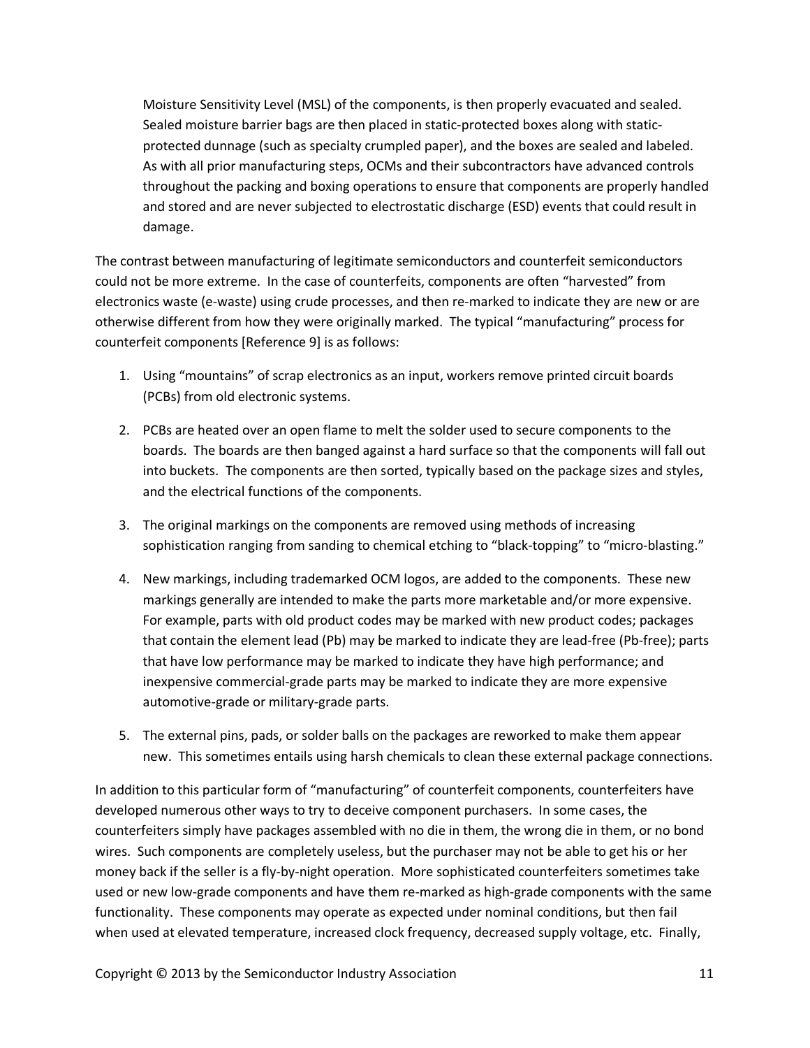Moisture Sensitivity Level (MSL) of the components, is then properly evacuated and sealed. Sealed moisture barrier bags are then placed in static-protected boxes along with static-protected dunnage (such as specialty crumpled paper), and the boxes are sealed and labeled. As with all prior manufacturing steps, OCMs and their subcontractors have advanced controls throughout the packing and boxing operations to ensure that components are properly handled and stored and are never subjected to electrostatic discharge (ESD) events that could result in damage.

The contrast between manufacturing of legitimate semiconductors and counterfeit semiconductors could not be more extreme. In the case of counterfeits, components are often "harvested" from electronics waste (e-waste) using crude processes, and then re-marked to indicate they are new or are otherwise different from how they were originally marked. The typical "manufacturing" process for counterfeit components [Reference 9] is as follows:

1. Using "mountains" of scrap electronics as an input, workers remove printed circuit boards (PCBs) from old electronic systems.

2. PCBs are heated over an open flame to melt the solder used to secure components to the boards. The boards are then banged against a hard surface so that the components will fall out into buckets. The components are then sorted, typically based on the package sizes and styles, and the electrical functions of the components.

3. The original markings on the components are removed using methods of increasing sophistication ranging from sanding to chemical etching to "black-topping" to "micro-blasting."

4. New markings, including trademarked OCM logos, are added to the components. These new markings generally are intended to make the parts more marketable and/or more expensive. For example, parts with old product codes may be marked with new product codes; packages that contain the element lead (Pb) may be marked to indicate they are lead-free (Pb-free); parts that have low performance may be marked to indicate they have high performance; and inexpensive commercial-grade parts may be marked to indicate they are more expensive automotive-grade or military-grade parts.

5. The external pins, pads, or solder balls on the packages are reworked to make them appear new. This sometimes entails using harsh chemicals to clean these external package connections.

In addition to this particular form of "manufacturing" of counterfeit components, counterfeiters have developed numerous other ways to try to deceive component purchasers. In some cases, the counterfeiters simply have packages assembled with no die in them, the wrong die in them, or no bond wires. Such components are completely useless, but the purchaser may not be able to get his or her money back if the seller is a fly-by-night operation. More sophisticated counterfeiters sometimes take used or new low-grade components and have them re-marked as high-grade components with the same functionality. These components may operate as expected under nominal conditions, but then fail when used at elevated temperature, increased clock frequency, decreased supply voltage, etc. Finally,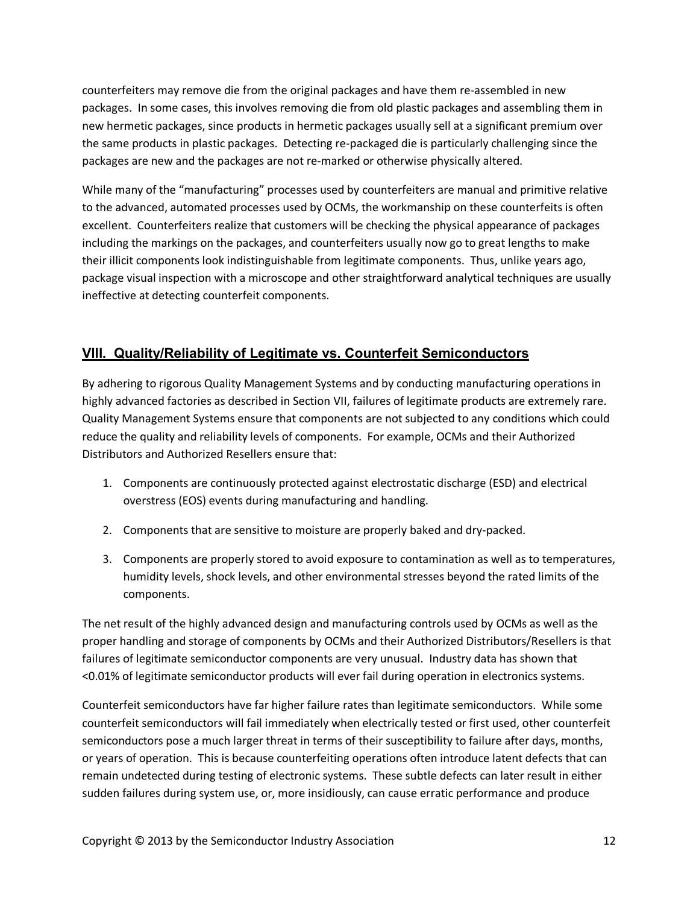counterfeiters may remove die from the original packages and have them re-assembled in new packages. In some cases, this involves removing die from old plastic packages and assembling them in new hermetic packages, since products in hermetic packages usually sell at a significant premium over the same products in plastic packages. Detecting re-packaged die is particularly challenging since the packages are new and the packages are not re-marked or otherwise physically altered.

While many of the "manufacturing" processes used by counterfeiters are manual and primitive relative to the advanced, automated processes used by OCMs, the workmanship on these counterfeits is often excellent. Counterfeiters realize that customers will be checking the physical appearance of packages including the markings on the packages, and counterfeiters usually now go to great lengths to make their illicit components look indistinguishable from legitimate components. Thus, unlike years ago, package visual inspection with a microscope and other straightforward analytical techniques are usually ineffective at detecting counterfeit components.

## VIII. Quality/Reliability of Legitimate vs. Counterfeit Semiconductors

By adhering to rigorous Quality Management Systems and by conducting manufacturing operations in highly advanced factories as described in Section VII, failures of legitimate products are extremely rare. Quality Management Systems ensure that components are not subjected to any conditions which could reduce the quality and reliability levels of components. For example, OCMs and their Authorized Distributors and Authorized Resellers ensure that:

1. Components are continuously protected against electrostatic discharge (ESD) and electrical overstress (EOS) events during manufacturing and handling.
2. Components that are sensitive to moisture are properly baked and dry-packed.
3. Components are properly stored to avoid exposure to contamination as well as to temperatures, humidity levels, shock levels, and other environmental stresses beyond the rated limits of the components.

The net result of the highly advanced design and manufacturing controls used by OCMs as well as the proper handling and storage of components by OCMs and their Authorized Distributors/Resellers is that failures of legitimate semiconductor components are very unusual. Industry data has shown that <0.01% of legitimate semiconductor products will ever fail during operation in electronics systems.

Counterfeit semiconductors have far higher failure rates than legitimate semiconductors. While some counterfeit semiconductors will fail immediately when electrically tested or first used, other counterfeit semiconductors pose a much larger threat in terms of their susceptibility to failure after days, months, or years of operation. This is because counterfeiting operations often introduce latent defects that can remain undetected during testing of electronic systems. These subtle defects can later result in either sudden failures during system use, or, more insidiously, can cause erratic performance and produce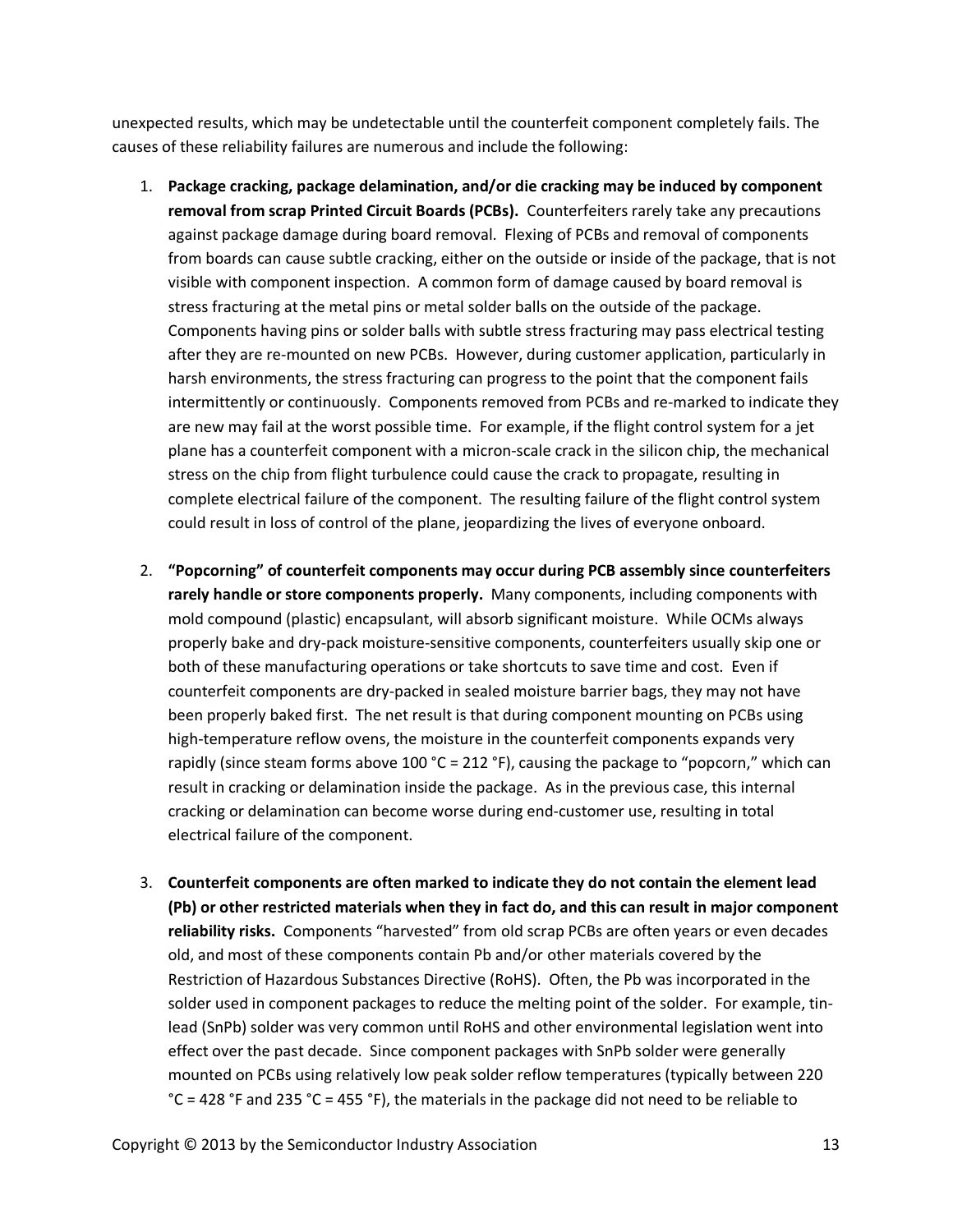unexpected results, which may be undetectable until the counterfeit component completely fails. The causes of these reliability failures are numerous and include the following:

1. **Package cracking, package delamination, and/or die cracking may be induced by component removal from scrap Printed Circuit Boards (PCBs).** Counterfeiters rarely take any precautions against package damage during board removal. Flexing of PCBs and removal of components from boards can cause subtle cracking, either on the outside or inside of the package, that is not visible with component inspection. A common form of damage caused by board removal is stress fracturing at the metal pins or metal solder balls on the outside of the package. Components having pins or solder balls with subtle stress fracturing may pass electrical testing after they are re-mounted on new PCBs. However, during customer application, particularly in harsh environments, the stress fracturing can progress to the point that the component fails intermittently or continuously. Components removed from PCBs and re-marked to indicate they are new may fail at the worst possible time. For example, if the flight control system for a jet plane has a counterfeit component with a micron-scale crack in the silicon chip, the mechanical stress on the chip from flight turbulence could cause the crack to propagate, resulting in complete electrical failure of the component. The resulting failure of the flight control system could result in loss of control of the plane, jeopardizing the lives of everyone onboard.

2. **"Popcorning" of counterfeit components may occur during PCB assembly since counterfeiters rarely handle or store components properly.** Many components, including components with mold compound (plastic) encapsulant, will absorb significant moisture. While OCMs always properly bake and dry-pack moisture-sensitive components, counterfeiters usually skip one or both of these manufacturing operations or take shortcuts to save time and cost. Even if counterfeit components are dry-packed in sealed moisture barrier bags, they may not have been properly baked first. The net result is that during component mounting on PCBs using high-temperature reflow ovens, the moisture in the counterfeit components expands very rapidly (since steam forms above 100 °C = 212 °F), causing the package to "popcorn," which can result in cracking or delamination inside the package. As in the previous case, this internal cracking or delamination can become worse during end-customer use, resulting in total electrical failure of the component.

3. **Counterfeit components are often marked to indicate they do not contain the element lead (Pb) or other restricted materials when they in fact do, and this can result in major component reliability risks.** Components "harvested" from old scrap PCBs are often years or even decades old, and most of these components contain Pb and/or other materials covered by the Restriction of Hazardous Substances Directive (RoHS). Often, the Pb was incorporated in the solder used in component packages to reduce the melting point of the solder. For example, tin-lead (SnPb) solder was very common until RoHS and other environmental legislation went into effect over the past decade. Since component packages with SnPb solder were generally mounted on PCBs using relatively low peak solder reflow temperatures (typically between 220 °C = 428 °F and 235 °C = 455 °F), the materials in the package did not need to be reliable to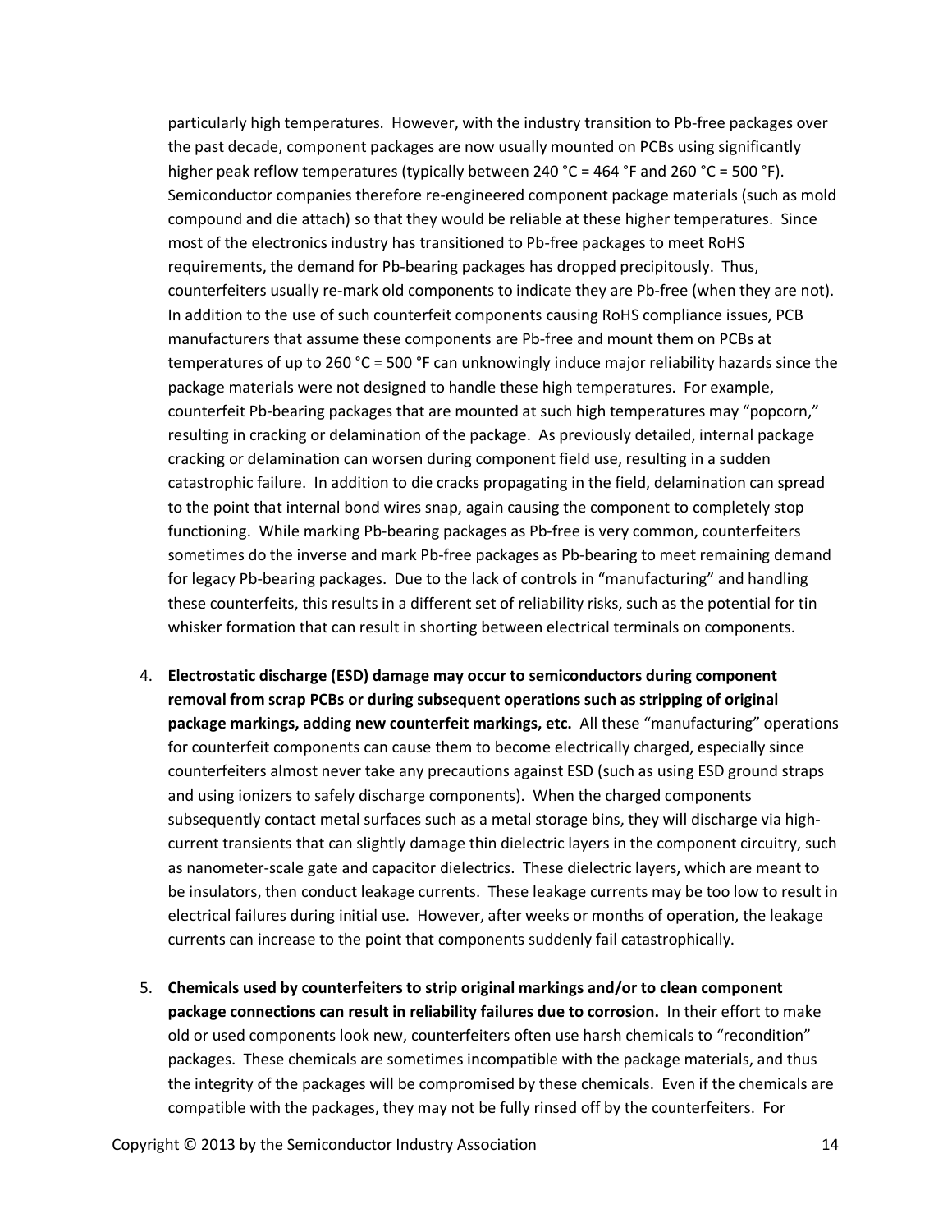particularly high temperatures. However, with the industry transition to Pb-free packages over the past decade, component packages are now usually mounted on PCBs using significantly higher peak reflow temperatures (typically between 240 °C = 464 °F and 260 °C = 500 °F). Semiconductor companies therefore re-engineered component package materials (such as mold compound and die attach) so that they would be reliable at these higher temperatures. Since most of the electronics industry has transitioned to Pb-free packages to meet RoHS requirements, the demand for Pb-bearing packages has dropped precipitously. Thus, counterfeiters usually re-mark old components to indicate they are Pb-free (when they are not). In addition to the use of such counterfeit components causing RoHS compliance issues, PCB manufacturers that assume these components are Pb-free and mount them on PCBs at temperatures of up to 260 °C = 500 °F can unknowingly induce major reliability hazards since the package materials were not designed to handle these high temperatures. For example, counterfeit Pb-bearing packages that are mounted at such high temperatures may "popcorn," resulting in cracking or delamination of the package. As previously detailed, internal package cracking or delamination can worsen during component field use, resulting in a sudden catastrophic failure. In addition to die cracks propagating in the field, delamination can spread to the point that internal bond wires snap, again causing the component to completely stop functioning. While marking Pb-bearing packages as Pb-free is very common, counterfeiters sometimes do the inverse and mark Pb-free packages as Pb-bearing to meet remaining demand for legacy Pb-bearing packages. Due to the lack of controls in "manufacturing" and handling these counterfeits, this results in a different set of reliability risks, such as the potential for tin whisker formation that can result in shorting between electrical terminals on components.

4. **Electrostatic discharge (ESD) damage may occur to semiconductors during component removal from scrap PCBs or during subsequent operations such as stripping of original package markings, adding new counterfeit markings, etc.** All these "manufacturing" operations for counterfeit components can cause them to become electrically charged, especially since counterfeiters almost never take any precautions against ESD (such as using ESD ground straps and using ionizers to safely discharge components). When the charged components subsequently contact metal surfaces such as a metal storage bins, they will discharge via high-current transients that can slightly damage thin dielectric layers in the component circuitry, such as nanometer-scale gate and capacitor dielectrics. These dielectric layers, which are meant to be insulators, then conduct leakage currents. These leakage currents may be too low to result in electrical failures during initial use. However, after weeks or months of operation, the leakage currents can increase to the point that components suddenly fail catastrophically.

5. **Chemicals used by counterfeiters to strip original markings and/or to clean component package connections can result in reliability failures due to corrosion.** In their effort to make old or used components look new, counterfeiters often use harsh chemicals to "recondition" packages. These chemicals are sometimes incompatible with the package materials, and thus the integrity of the packages will be compromised by these chemicals. Even if the chemicals are compatible with the packages, they may not be fully rinsed off by the counterfeiters. For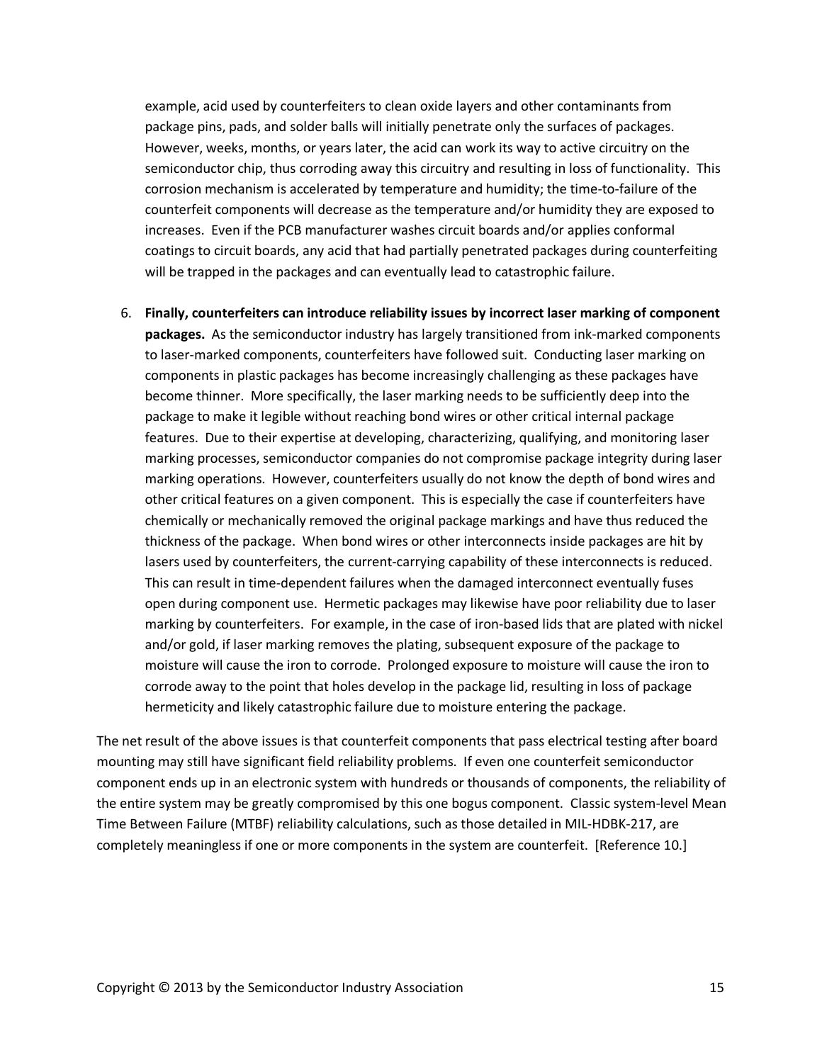example, acid used by counterfeiters to clean oxide layers and other contaminants from package pins, pads, and solder balls will initially penetrate only the surfaces of packages. However, weeks, months, or years later, the acid can work its way to active circuitry on the semiconductor chip, thus corroding away this circuitry and resulting in loss of functionality. This corrosion mechanism is accelerated by temperature and humidity; the time-to-failure of the counterfeit components will decrease as the temperature and/or humidity they are exposed to increases. Even if the PCB manufacturer washes circuit boards and/or applies conformal coatings to circuit boards, any acid that had partially penetrated packages during counterfeiting will be trapped in the packages and can eventually lead to catastrophic failure.

6. **Finally, counterfeiters can introduce reliability issues by incorrect laser marking of component packages.** As the semiconductor industry has largely transitioned from ink-marked components to laser-marked components, counterfeiters have followed suit. Conducting laser marking on components in plastic packages has become increasingly challenging as these packages have become thinner. More specifically, the laser marking needs to be sufficiently deep into the package to make it legible without reaching bond wires or other critical internal package features. Due to their expertise at developing, characterizing, qualifying, and monitoring laser marking processes, semiconductor companies do not compromise package integrity during laser marking operations. However, counterfeiters usually do not know the depth of bond wires and other critical features on a given component. This is especially the case if counterfeiters have chemically or mechanically removed the original package markings and have thus reduced the thickness of the package. When bond wires or other interconnects inside packages are hit by lasers used by counterfeiters, the current-carrying capability of these interconnects is reduced. This can result in time-dependent failures when the damaged interconnect eventually fuses open during component use. Hermetic packages may likewise have poor reliability due to laser marking by counterfeiters. For example, in the case of iron-based lids that are plated with nickel and/or gold, if laser marking removes the plating, subsequent exposure of the package to moisture will cause the iron to corrode. Prolonged exposure to moisture will cause the iron to corrode away to the point that holes develop in the package lid, resulting in loss of package hermeticity and likely catastrophic failure due to moisture entering the package.

The net result of the above issues is that counterfeit components that pass electrical testing after board mounting may still have significant field reliability problems. If even one counterfeit semiconductor component ends up in an electronic system with hundreds or thousands of components, the reliability of the entire system may be greatly compromised by this one bogus component. Classic system-level Mean Time Between Failure (MTBF) reliability calculations, such as those detailed in MIL-HDBK-217, are completely meaningless if one or more components in the system are counterfeit. [Reference 10.]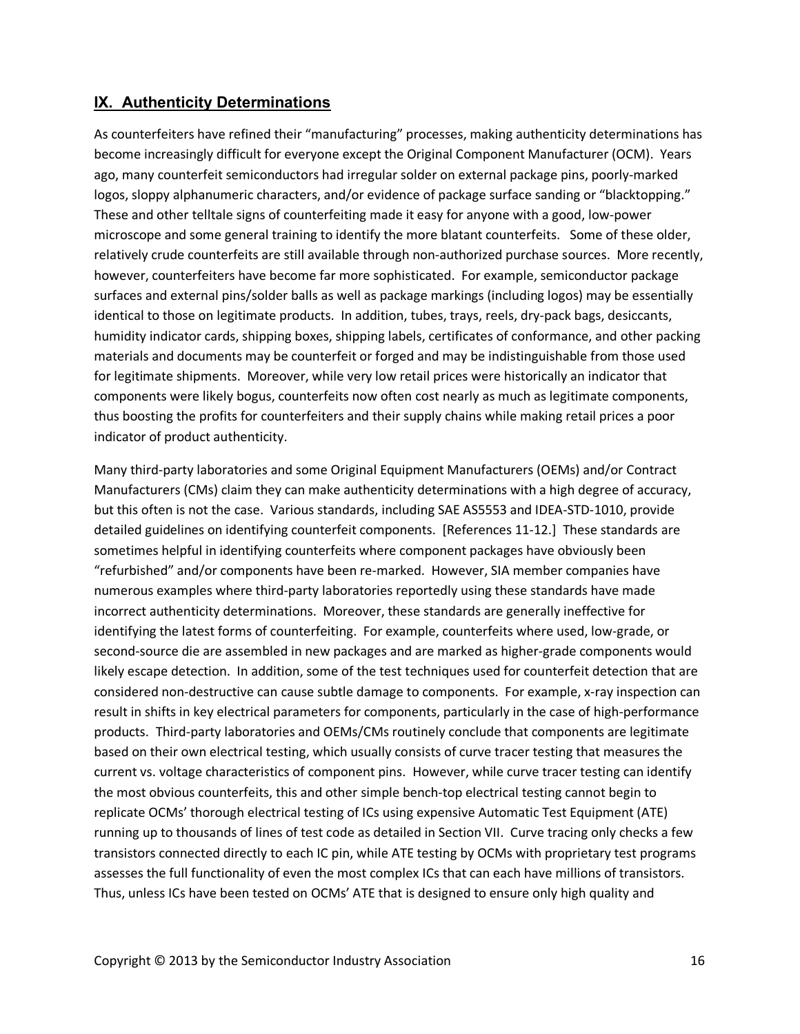## IX. Authenticity Determinations

As counterfeiters have refined their "manufacturing" processes, making authenticity determinations has become increasingly difficult for everyone except the Original Component Manufacturer (OCM). Years ago, many counterfeit semiconductors had irregular solder on external package pins, poorly-marked logos, sloppy alphanumeric characters, and/or evidence of package surface sanding or "blacktopping." These and other telltale signs of counterfeiting made it easy for anyone with a good, low-power microscope and some general training to identify the more blatant counterfeits. Some of these older, relatively crude counterfeits are still available through non-authorized purchase sources. More recently, however, counterfeiters have become far more sophisticated. For example, semiconductor package surfaces and external pins/solder balls as well as package markings (including logos) may be essentially identical to those on legitimate products. In addition, tubes, trays, reels, dry-pack bags, desiccants, humidity indicator cards, shipping boxes, shipping labels, certificates of conformance, and other packing materials and documents may be counterfeit or forged and may be indistinguishable from those used for legitimate shipments. Moreover, while very low retail prices were historically an indicator that components were likely bogus, counterfeits now often cost nearly as much as legitimate components, thus boosting the profits for counterfeiters and their supply chains while making retail prices a poor indicator of product authenticity.

Many third-party laboratories and some Original Equipment Manufacturers (OEMs) and/or Contract Manufacturers (CMs) claim they can make authenticity determinations with a high degree of accuracy, but this often is not the case. Various standards, including SAE AS5553 and IDEA-STD-1010, provide detailed guidelines on identifying counterfeit components. [References 11-12.] These standards are sometimes helpful in identifying counterfeits where component packages have obviously been "refurbished" and/or components have been re-marked. However, SIA member companies have numerous examples where third-party laboratories reportedly using these standards have made incorrect authenticity determinations. Moreover, these standards are generally ineffective for identifying the latest forms of counterfeiting. For example, counterfeits where used, low-grade, or second-source die are assembled in new packages and are marked as higher-grade components would likely escape detection. In addition, some of the test techniques used for counterfeit detection that are considered non-destructive can cause subtle damage to components. For example, x-ray inspection can result in shifts in key electrical parameters for components, particularly in the case of high-performance products. Third-party laboratories and OEMs/CMs routinely conclude that components are legitimate based on their own electrical testing, which usually consists of curve tracer testing that measures the current vs. voltage characteristics of component pins. However, while curve tracer testing can identify the most obvious counterfeits, this and other simple bench-top electrical testing cannot begin to replicate OCMs' thorough electrical testing of ICs using expensive Automatic Test Equipment (ATE) running up to thousands of lines of test code as detailed in Section VII. Curve tracing only checks a few transistors connected directly to each IC pin, while ATE testing by OCMs with proprietary test programs assesses the full functionality of even the most complex ICs that can each have millions of transistors. Thus, unless ICs have been tested on OCMs' ATE that is designed to ensure only high quality and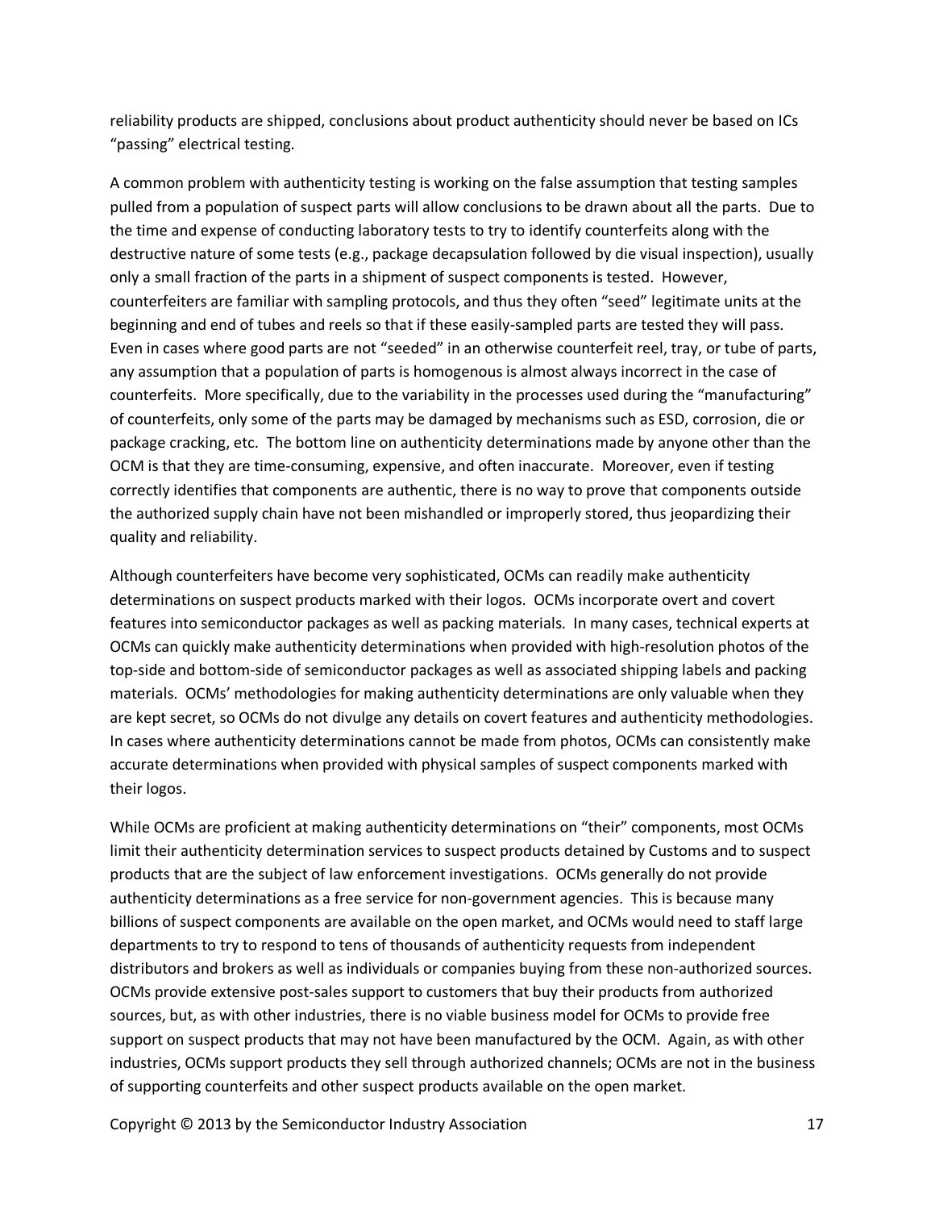reliability products are shipped, conclusions about product authenticity should never be based on ICs "passing" electrical testing.

A common problem with authenticity testing is working on the false assumption that testing samples pulled from a population of suspect parts will allow conclusions to be drawn about all the parts. Due to the time and expense of conducting laboratory tests to try to identify counterfeits along with the destructive nature of some tests (e.g., package decapsulation followed by die visual inspection), usually only a small fraction of the parts in a shipment of suspect components is tested. However, counterfeiters are familiar with sampling protocols, and thus they often "seed" legitimate units at the beginning and end of tubes and reels so that if these easily-sampled parts are tested they will pass. Even in cases where good parts are not "seeded" in an otherwise counterfeit reel, tray, or tube of parts, any assumption that a population of parts is homogenous is almost always incorrect in the case of counterfeits. More specifically, due to the variability in the processes used during the "manufacturing" of counterfeits, only some of the parts may be damaged by mechanisms such as ESD, corrosion, die or package cracking, etc. The bottom line on authenticity determinations made by anyone other than the OCM is that they are time-consuming, expensive, and often inaccurate. Moreover, even if testing correctly identifies that components are authentic, there is no way to prove that components outside the authorized supply chain have not been mishandled or improperly stored, thus jeopardizing their quality and reliability.

Although counterfeiters have become very sophisticated, OCMs can readily make authenticity determinations on suspect products marked with their logos. OCMs incorporate overt and covert features into semiconductor packages as well as packing materials. In many cases, technical experts at OCMs can quickly make authenticity determinations when provided with high-resolution photos of the top-side and bottom-side of semiconductor packages as well as associated shipping labels and packing materials. OCMs' methodologies for making authenticity determinations are only valuable when they are kept secret, so OCMs do not divulge any details on covert features and authenticity methodologies. In cases where authenticity determinations cannot be made from photos, OCMs can consistently make accurate determinations when provided with physical samples of suspect components marked with their logos.

While OCMs are proficient at making authenticity determinations on "their" components, most OCMs limit their authenticity determination services to suspect products detained by Customs and to suspect products that are the subject of law enforcement investigations. OCMs generally do not provide authenticity determinations as a free service for non-government agencies. This is because many billions of suspect components are available on the open market, and OCMs would need to staff large departments to try to respond to tens of thousands of authenticity requests from independent distributors and brokers as well as individuals or companies buying from these non-authorized sources. OCMs provide extensive post-sales support to customers that buy their products from authorized sources, but, as with other industries, there is no viable business model for OCMs to provide free support on suspect products that may not have been manufactured by the OCM. Again, as with other industries, OCMs support products they sell through authorized channels; OCMs are not in the business of supporting counterfeits and other suspect products available on the open market.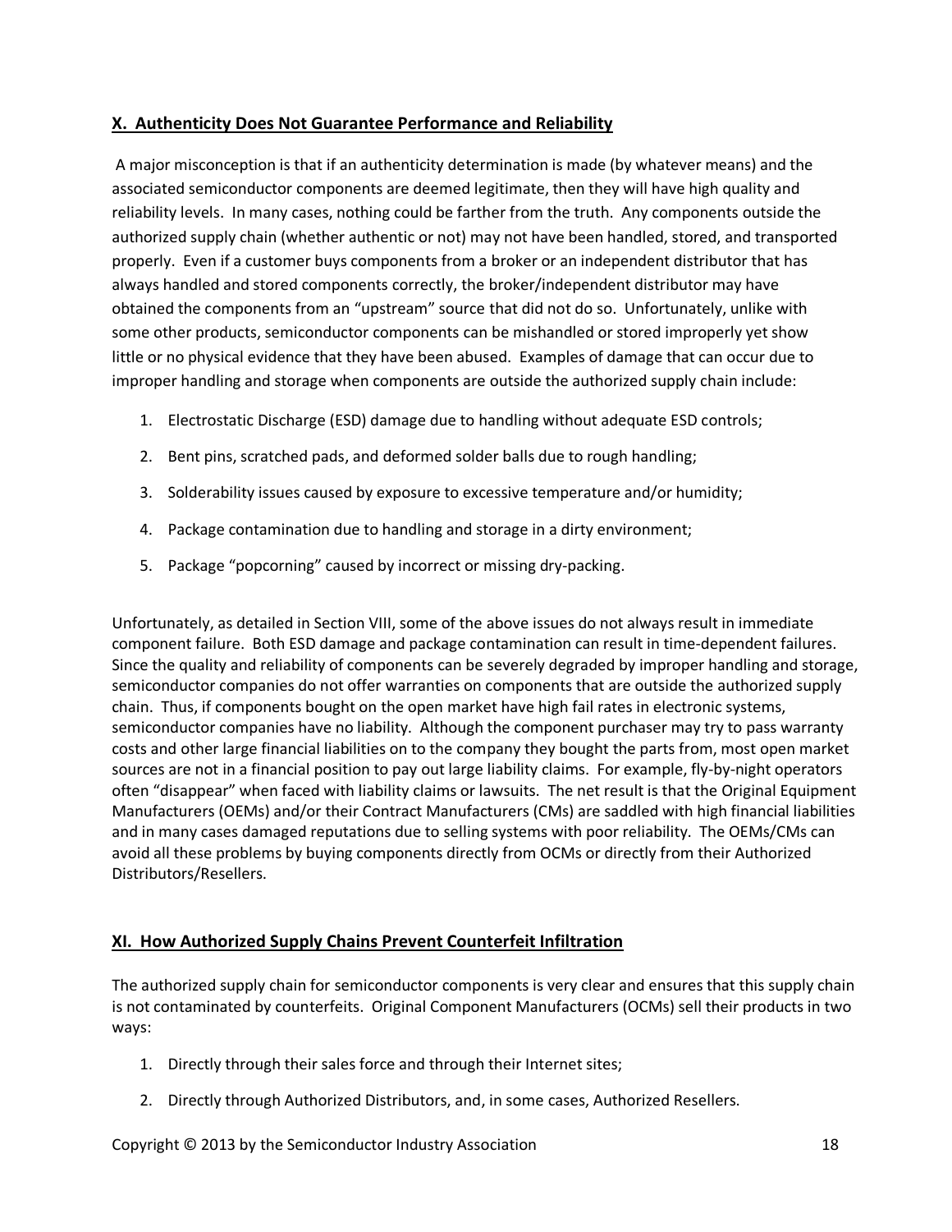## X. Authenticity Does Not Guarantee Performance and Reliability

A major misconception is that if an authenticity determination is made (by whatever means) and the associated semiconductor components are deemed legitimate, then they will have high quality and reliability levels. In many cases, nothing could be farther from the truth. Any components outside the authorized supply chain (whether authentic or not) may not have been handled, stored, and transported properly. Even if a customer buys components from a broker or an independent distributor that has always handled and stored components correctly, the broker/independent distributor may have obtained the components from an "upstream" source that did not do so. Unfortunately, unlike with some other products, semiconductor components can be mishandled or stored improperly yet show little or no physical evidence that they have been abused. Examples of damage that can occur due to improper handling and storage when components are outside the authorized supply chain include:

1. Electrostatic Discharge (ESD) damage due to handling without adequate ESD controls;
2. Bent pins, scratched pads, and deformed solder balls due to rough handling;
3. Solderability issues caused by exposure to excessive temperature and/or humidity;
4. Package contamination due to handling and storage in a dirty environment;
5. Package "popcorning" caused by incorrect or missing dry-packing.

Unfortunately, as detailed in Section VIII, some of the above issues do not always result in immediate component failure. Both ESD damage and package contamination can result in time-dependent failures. Since the quality and reliability of components can be severely degraded by improper handling and storage, semiconductor companies do not offer warranties on components that are outside the authorized supply chain. Thus, if components bought on the open market have high fail rates in electronic systems, semiconductor companies have no liability. Although the component purchaser may try to pass warranty costs and other large financial liabilities on to the company they bought the parts from, most open market sources are not in a financial position to pay out large liability claims. For example, fly-by-night operators often "disappear" when faced with liability claims or lawsuits. The net result is that the Original Equipment Manufacturers (OEMs) and/or their Contract Manufacturers (CMs) are saddled with high financial liabilities and in many cases damaged reputations due to selling systems with poor reliability. The OEMs/CMs can avoid all these problems by buying components directly from OCMs or directly from their Authorized Distributors/Resellers.

## XI. How Authorized Supply Chains Prevent Counterfeit Infiltration

The authorized supply chain for semiconductor components is very clear and ensures that this supply chain is not contaminated by counterfeits. Original Component Manufacturers (OCMs) sell their products in two ways:

1. Directly through their sales force and through their Internet sites;
2. Directly through Authorized Distributors, and, in some cases, Authorized Resellers.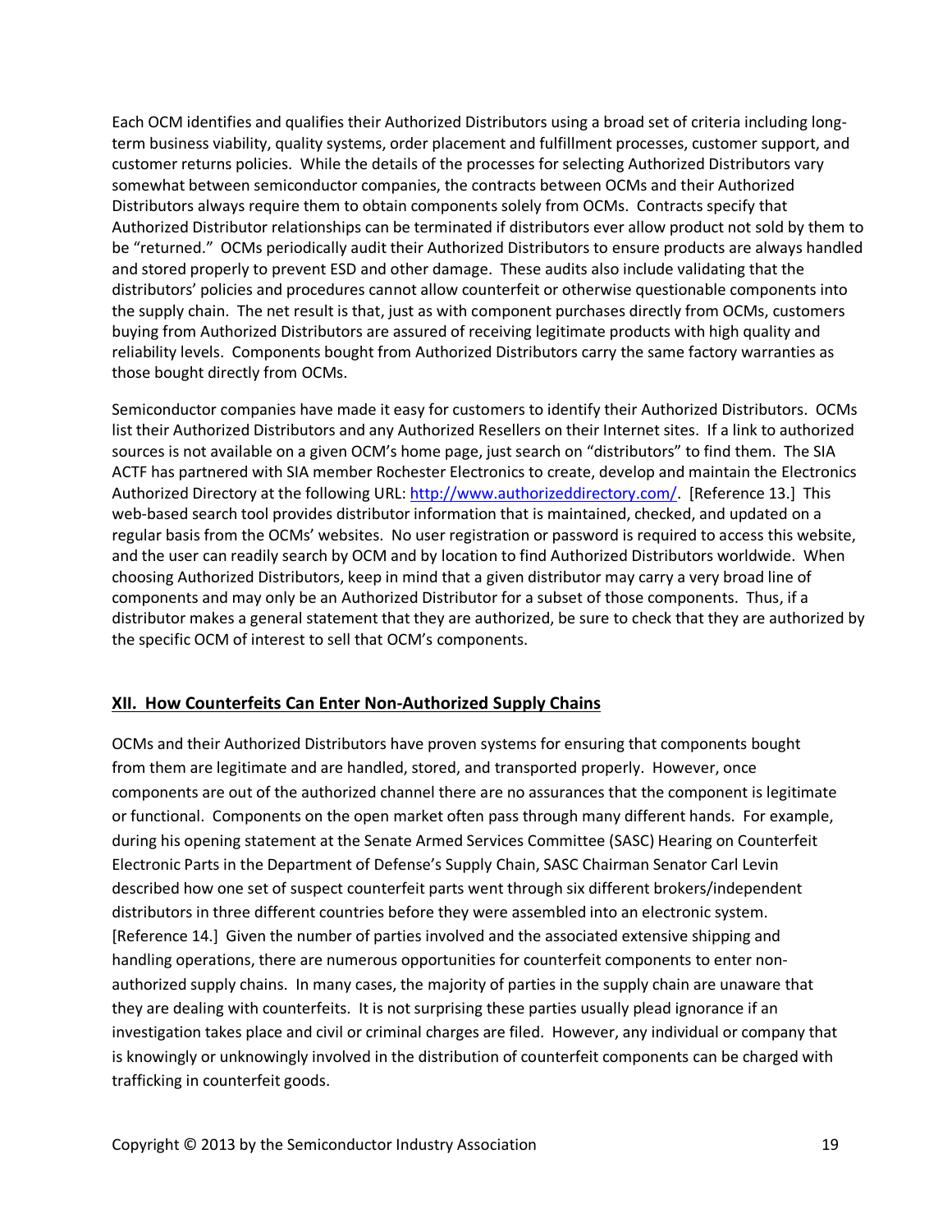Each OCM identifies and qualifies their Authorized Distributors using a broad set of criteria including long-term business viability, quality systems, order placement and fulfillment processes, customer support, and customer returns policies. While the details of the processes for selecting Authorized Distributors vary somewhat between semiconductor companies, the contracts between OCMs and their Authorized Distributors always require them to obtain components solely from OCMs. Contracts specify that Authorized Distributor relationships can be terminated if distributors ever allow product not sold by them to be "returned." OCMs periodically audit their Authorized Distributors to ensure products are always handled and stored properly to prevent ESD and other damage. These audits also include validating that the distributors' policies and procedures cannot allow counterfeit or otherwise questionable components into the supply chain. The net result is that, just as with component purchases directly from OCMs, customers buying from Authorized Distributors are assured of receiving legitimate products with high quality and reliability levels. Components bought from Authorized Distributors carry the same factory warranties as those bought directly from OCMs.

Semiconductor companies have made it easy for customers to identify their Authorized Distributors. OCMs list their Authorized Distributors and any Authorized Resellers on their Internet sites. If a link to authorized sources is not available on a given OCM's home page, just search on "distributors" to find them. The SIA ACTF has partnered with SIA member Rochester Electronics to create, develop and maintain the Electronics Authorized Directory at the following URL: [http://www.authorizeddirectory.com/](http://www.authorizeddirectory.com/). [Reference 13.] This web-based search tool provides distributor information that is maintained, checked, and updated on a regular basis from the OCMs' websites. No user registration or password is required to access this website, and the user can readily search by OCM and by location to find Authorized Distributors worldwide. When choosing Authorized Distributors, keep in mind that a given distributor may carry a very broad line of components and may only be an Authorized Distributor for a subset of those components. Thus, if a distributor makes a general statement that they are authorized, be sure to check that they are authorized by the specific OCM of interest to sell that OCM's components.

## XII. How Counterfeits Can Enter Non-Authorized Supply Chains

OCMs and their Authorized Distributors have proven systems for ensuring that components bought from them are legitimate and are handled, stored, and transported properly. However, once components are out of the authorized channel there are no assurances that the component is legitimate or functional. Components on the open market often pass through many different hands. For example, during his opening statement at the Senate Armed Services Committee (SASC) Hearing on Counterfeit Electronic Parts in the Department of Defense's Supply Chain, SASC Chairman Senator Carl Levin described how one set of suspect counterfeit parts went through six different brokers/independent distributors in three different countries before they were assembled into an electronic system. [Reference 14.] Given the number of parties involved and the associated extensive shipping and handling operations, there are numerous opportunities for counterfeit components to enter non-authorized supply chains. In many cases, the majority of parties in the supply chain are unaware that they are dealing with counterfeits. It is not surprising these parties usually plead ignorance if an investigation takes place and civil or criminal charges are filed. However, any individual or company that is knowingly or unknowingly involved in the distribution of counterfeit components can be charged with trafficking in counterfeit goods.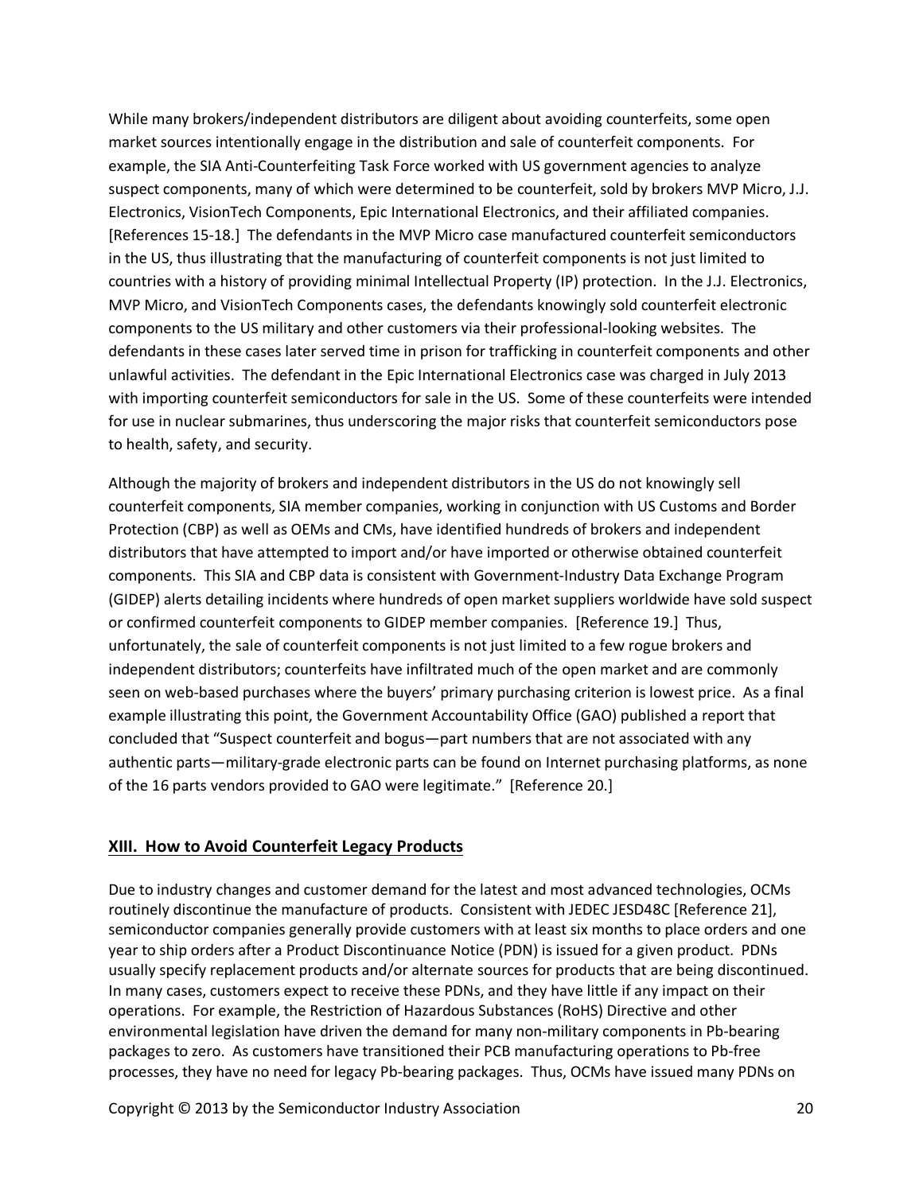While many brokers/independent distributors are diligent about avoiding counterfeits, some open market sources intentionally engage in the distribution and sale of counterfeit components. For example, the SIA Anti-Counterfeiting Task Force worked with US government agencies to analyze suspect components, many of which were determined to be counterfeit, sold by brokers MVP Micro, J.J. Electronics, VisionTech Components, Epic International Electronics, and their affiliated companies. [References 15-18.] The defendants in the MVP Micro case manufactured counterfeit semiconductors in the US, thus illustrating that the manufacturing of counterfeit components is not just limited to countries with a history of providing minimal Intellectual Property (IP) protection. In the J.J. Electronics, MVP Micro, and VisionTech Components cases, the defendants knowingly sold counterfeit electronic components to the US military and other customers via their professional-looking websites. The defendants in these cases later served time in prison for trafficking in counterfeit components and other unlawful activities. The defendant in the Epic International Electronics case was charged in July 2013 with importing counterfeit semiconductors for sale in the US. Some of these counterfeits were intended for use in nuclear submarines, thus underscoring the major risks that counterfeit semiconductors pose to health, safety, and security.

Although the majority of brokers and independent distributors in the US do not knowingly sell counterfeit components, SIA member companies, working in conjunction with US Customs and Border Protection (CBP) as well as OEMs and CMs, have identified hundreds of brokers and independent distributors that have attempted to import and/or have imported or otherwise obtained counterfeit components. This SIA and CBP data is consistent with Government-Industry Data Exchange Program (GIDEP) alerts detailing incidents where hundreds of open market suppliers worldwide have sold suspect or confirmed counterfeit components to GIDEP member companies. [Reference 19.] Thus, unfortunately, the sale of counterfeit components is not just limited to a few rogue brokers and independent distributors; counterfeits have infiltrated much of the open market and are commonly seen on web-based purchases where the buyers' primary purchasing criterion is lowest price. As a final example illustrating this point, the Government Accountability Office (GAO) published a report that concluded that "Suspect counterfeit and bogus—part numbers that are not associated with any authentic parts—military-grade electronic parts can be found on Internet purchasing platforms, as none of the 16 parts vendors provided to GAO were legitimate." [Reference 20.]

## XIII. How to Avoid Counterfeit Legacy Products

Due to industry changes and customer demand for the latest and most advanced technologies, OCMs routinely discontinue the manufacture of products. Consistent with JEDEC JESD48C [Reference 21], semiconductor companies generally provide customers with at least six months to place orders and one year to ship orders after a Product Discontinuance Notice (PDN) is issued for a given product. PDNs usually specify replacement products and/or alternate sources for products that are being discontinued. In many cases, customers expect to receive these PDNs, and they have little if any impact on their operations. For example, the Restriction of Hazardous Substances (RoHS) Directive and other environmental legislation have driven the demand for many non-military components in Pb-bearing packages to zero. As customers have transitioned their PCB manufacturing operations to Pb-free processes, they have no need for legacy Pb-bearing packages. Thus, OCMs have issued many PDNs on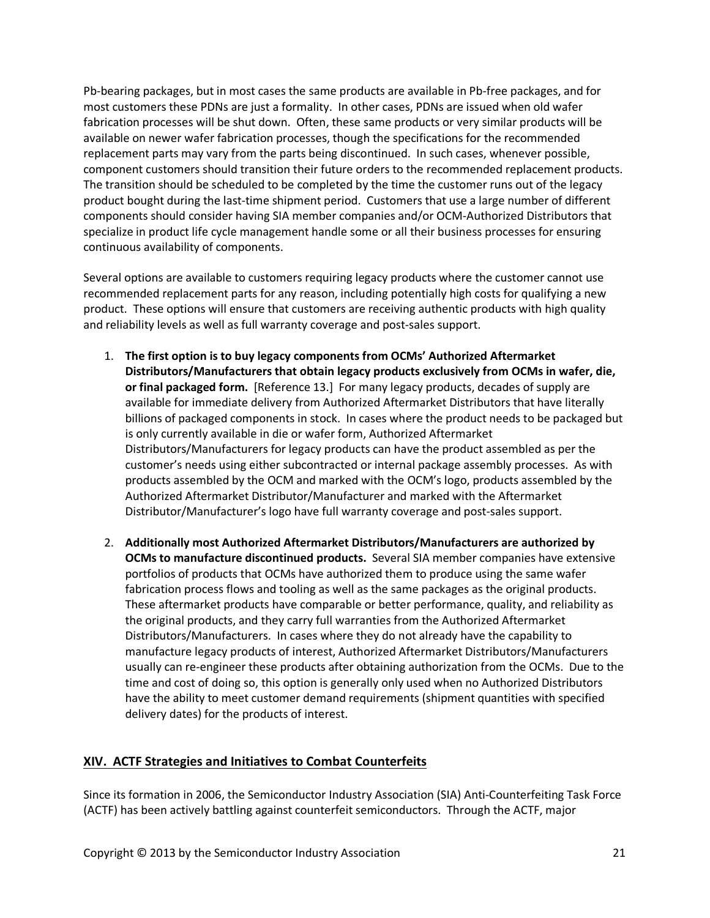Pb-bearing packages, but in most cases the same products are available in Pb-free packages, and for most customers these PDNs are just a formality. In other cases, PDNs are issued when old wafer fabrication processes will be shut down. Often, these same products or very similar products will be available on newer wafer fabrication processes, though the specifications for the recommended replacement parts may vary from the parts being discontinued. In such cases, whenever possible, component customers should transition their future orders to the recommended replacement products. The transition should be scheduled to be completed by the time the customer runs out of the legacy product bought during the last-time shipment period. Customers that use a large number of different components should consider having SIA member companies and/or OCM-Authorized Distributors that specialize in product life cycle management handle some or all their business processes for ensuring continuous availability of components.

Several options are available to customers requiring legacy products where the customer cannot use recommended replacement parts for any reason, including potentially high costs for qualifying a new product. These options will ensure that customers are receiving authentic products with high quality and reliability levels as well as full warranty coverage and post-sales support.

1. **The first option is to buy legacy components from OCMs' Authorized Aftermarket Distributors/Manufacturers that obtain legacy products exclusively from OCMs in wafer, die, or final packaged form.** [Reference 13.] For many legacy products, decades of supply are available for immediate delivery from Authorized Aftermarket Distributors that have literally billions of packaged components in stock. In cases where the product needs to be packaged but is only currently available in die or wafer form, Authorized Aftermarket Distributors/Manufacturers for legacy products can have the product assembled as per the customer's needs using either subcontracted or internal package assembly processes. As with products assembled by the OCM and marked with the OCM's logo, products assembled by the Authorized Aftermarket Distributor/Manufacturer and marked with the Aftermarket Distributor/Manufacturer's logo have full warranty coverage and post-sales support.

2. **Additionally most Authorized Aftermarket Distributors/Manufacturers are authorized by OCMs to manufacture discontinued products.** Several SIA member companies have extensive portfolios of products that OCMs have authorized them to produce using the same wafer fabrication process flows and tooling as well as the same packages as the original products. These aftermarket products have comparable or better performance, quality, and reliability as the original products, and they carry full warranties from the Authorized Aftermarket Distributors/Manufacturers. In cases where they do not already have the capability to manufacture legacy products of interest, Authorized Aftermarket Distributors/Manufacturers usually can re-engineer these products after obtaining authorization from the OCMs. Due to the time and cost of doing so, this option is generally only used when no Authorized Distributors have the ability to meet customer demand requirements (shipment quantities with specified delivery dates) for the products of interest.

## XIV. ACTF Strategies and Initiatives to Combat Counterfeits

Since its formation in 2006, the Semiconductor Industry Association (SIA) Anti-Counterfeiting Task Force (ACTF) has been actively battling against counterfeit semiconductors. Through the ACTF, major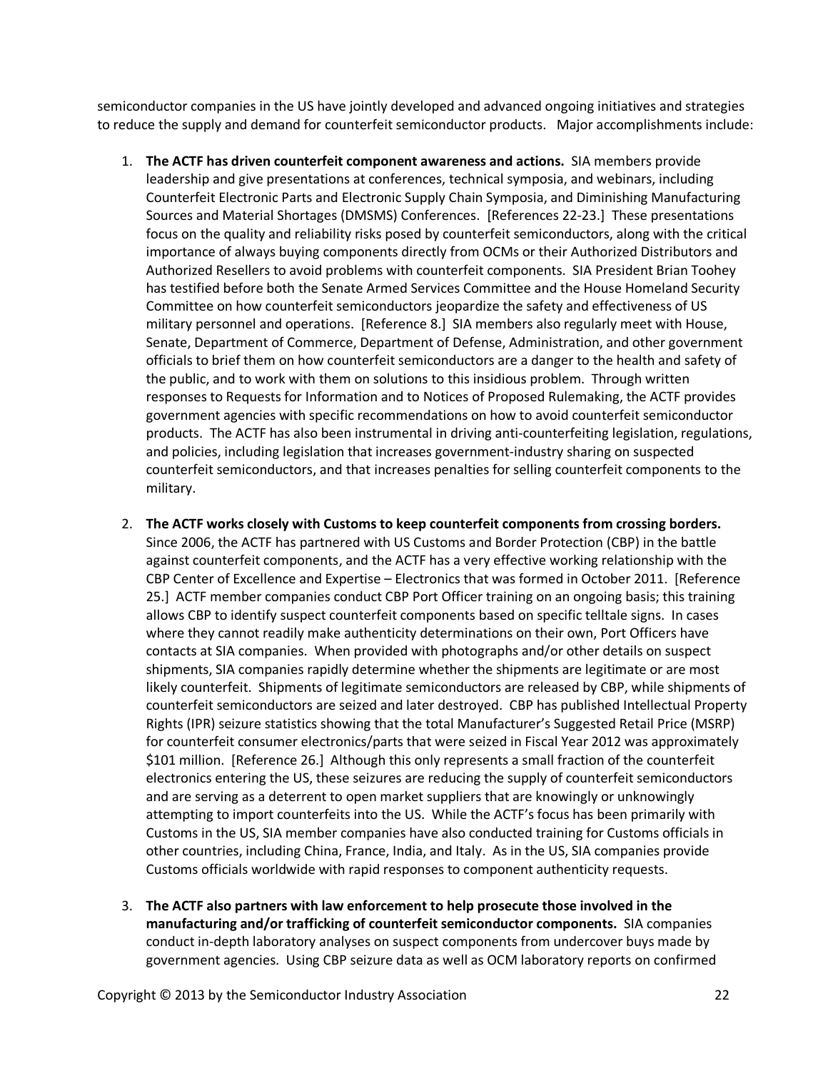semiconductor companies in the US have jointly developed and advanced ongoing initiatives and strategies to reduce the supply and demand for counterfeit semiconductor products. Major accomplishments include:

1. **The ACTF has driven counterfeit component awareness and actions.** SIA members provide leadership and give presentations at conferences, technical symposia, and webinars, including Counterfeit Electronic Parts and Electronic Supply Chain Symposia, and Diminishing Manufacturing Sources and Material Shortages (DMSMS) Conferences. [References 22-23.] These presentations focus on the quality and reliability risks posed by counterfeit semiconductors, along with the critical importance of always buying components directly from OCMs or their Authorized Distributors and Authorized Resellers to avoid problems with counterfeit components. SIA President Brian Toohey has testified before both the Senate Armed Services Committee and the House Homeland Security Committee on how counterfeit semiconductors jeopardize the safety and effectiveness of US military personnel and operations. [Reference 8.] SIA members also regularly meet with House, Senate, Department of Commerce, Department of Defense, Administration, and other government officials to brief them on how counterfeit semiconductors are a danger to the health and safety of the public, and to work with them on solutions to this insidious problem. Through written responses to Requests for Information and to Notices of Proposed Rulemaking, the ACTF provides government agencies with specific recommendations on how to avoid counterfeit semiconductor products. The ACTF has also been instrumental in driving anti-counterfeiting legislation, regulations, and policies, including legislation that increases government-industry sharing on suspected counterfeit semiconductors, and that increases penalties for selling counterfeit components to the military.

2. **The ACTF works closely with Customs to keep counterfeit components from crossing borders.** Since 2006, the ACTF has partnered with US Customs and Border Protection (CBP) in the battle against counterfeit components, and the ACTF has a very effective working relationship with the CBP Center of Excellence and Expertise – Electronics that was formed in October 2011. [Reference 25.] ACTF member companies conduct CBP Port Officer training on an ongoing basis; this training allows CBP to identify suspect counterfeit components based on specific telltale signs. In cases where they cannot readily make authenticity determinations on their own, Port Officers have contacts at SIA companies. When provided with photographs and/or other details on suspect shipments, SIA companies rapidly determine whether the shipments are legitimate or are most likely counterfeit. Shipments of legitimate semiconductors are released by CBP, while shipments of counterfeit semiconductors are seized and later destroyed. CBP has published Intellectual Property Rights (IPR) seizure statistics showing that the total Manufacturer's Suggested Retail Price (MSRP) for counterfeit consumer electronics/parts that were seized in Fiscal Year 2012 was approximately $101 million. [Reference 26.] Although this only represents a small fraction of the counterfeit electronics entering the US, these seizures are reducing the supply of counterfeit semiconductors and are serving as a deterrent to open market suppliers that are knowingly or unknowingly attempting to import counterfeits into the US. While the ACTF's focus has been primarily with Customs in the US, SIA member companies have also conducted training for Customs officials in other countries, including China, France, India, and Italy. As in the US, SIA companies provide Customs officials worldwide with rapid responses to component authenticity requests.

3. **The ACTF also partners with law enforcement to help prosecute those involved in the manufacturing and/or trafficking of counterfeit semiconductor components.** SIA companies conduct in-depth laboratory analyses on suspect components from undercover buys made by government agencies. Using CBP seizure data as well as OCM laboratory reports on confirmed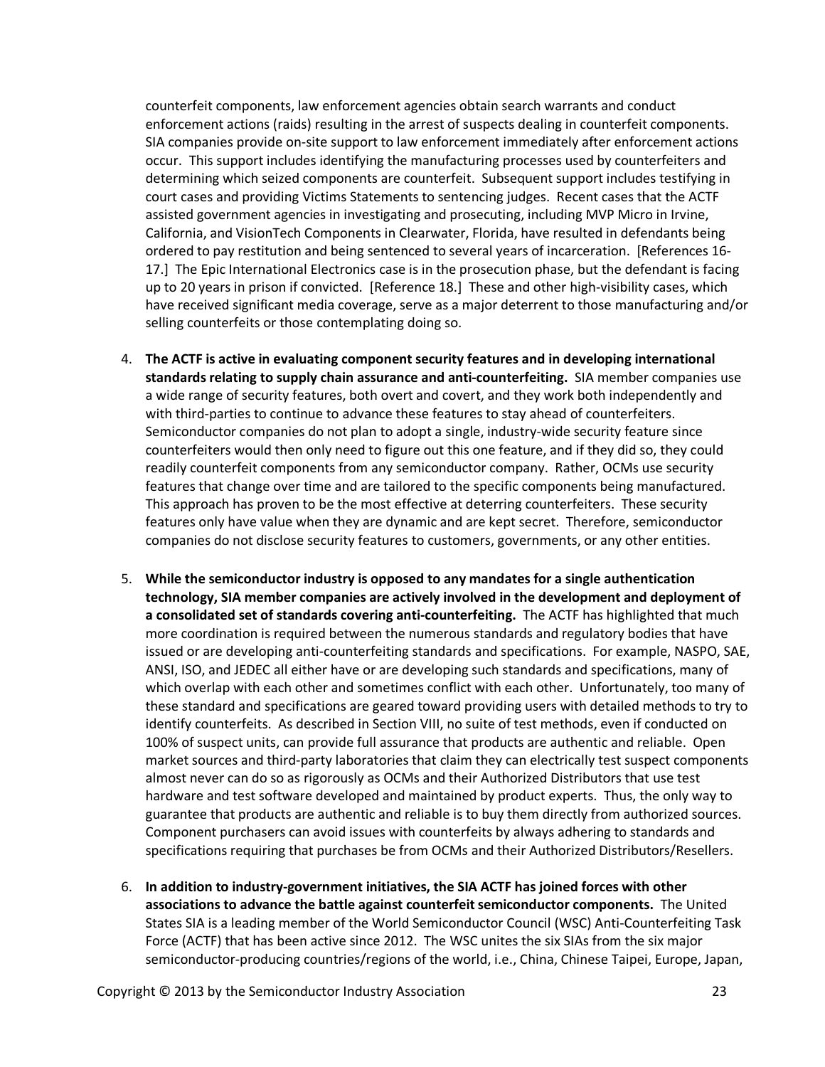counterfeit components, law enforcement agencies obtain search warrants and conduct enforcement actions (raids) resulting in the arrest of suspects dealing in counterfeit components. SIA companies provide on-site support to law enforcement immediately after enforcement actions occur. This support includes identifying the manufacturing processes used by counterfeiters and determining which seized components are counterfeit. Subsequent support includes testifying in court cases and providing Victims Statements to sentencing judges. Recent cases that the ACTF assisted government agencies in investigating and prosecuting, including MVP Micro in Irvine, California, and VisionTech Components in Clearwater, Florida, have resulted in defendants being ordered to pay restitution and being sentenced to several years of incarceration. [References 16-17.] The Epic International Electronics case is in the prosecution phase, but the defendant is facing up to 20 years in prison if convicted. [Reference 18.] These and other high-visibility cases, which have received significant media coverage, serve as a major deterrent to those manufacturing and/or selling counterfeits or those contemplating doing so.

4. **The ACTF is active in evaluating component security features and in developing international standards relating to supply chain assurance and anti-counterfeiting.** SIA member companies use a wide range of security features, both overt and covert, and they work both independently and with third-parties to continue to advance these features to stay ahead of counterfeiters. Semiconductor companies do not plan to adopt a single, industry-wide security feature since counterfeiters would then only need to figure out this one feature, and if they did so, they could readily counterfeit components from any semiconductor company. Rather, OCMs use security features that change over time and are tailored to the specific components being manufactured. This approach has proven to be the most effective at deterring counterfeiters. These security features only have value when they are dynamic and are kept secret. Therefore, semiconductor companies do not disclose security features to customers, governments, or any other entities.

5. **While the semiconductor industry is opposed to any mandates for a single authentication technology, SIA member companies are actively involved in the development and deployment of a consolidated set of standards covering anti-counterfeiting.** The ACTF has highlighted that much more coordination is required between the numerous standards and regulatory bodies that have issued or are developing anti-counterfeiting standards and specifications. For example, NASPO, SAE, ANSI, ISO, and JEDEC all either have or are developing such standards and specifications, many of which overlap with each other and sometimes conflict with each other. Unfortunately, too many of these standard and specifications are geared toward providing users with detailed methods to try to identify counterfeits. As described in Section VIII, no suite of test methods, even if conducted on 100% of suspect units, can provide full assurance that products are authentic and reliable. Open market sources and third-party laboratories that claim they can electrically test suspect components almost never can do so as rigorously as OCMs and their Authorized Distributors that use test hardware and test software developed and maintained by product experts. Thus, the only way to guarantee that products are authentic and reliable is to buy them directly from authorized sources. Component purchasers can avoid issues with counterfeits by always adhering to standards and specifications requiring that purchases be from OCMs and their Authorized Distributors/Resellers.

6. **In addition to industry-government initiatives, the SIA ACTF has joined forces with other associations to advance the battle against counterfeit semiconductor components.** The United States SIA is a leading member of the World Semiconductor Council (WSC) Anti-Counterfeiting Task Force (ACTF) that has been active since 2012. The WSC unites the six SIAs from the six major semiconductor-producing countries/regions of the world, i.e., China, Chinese Taipei, Europe, Japan,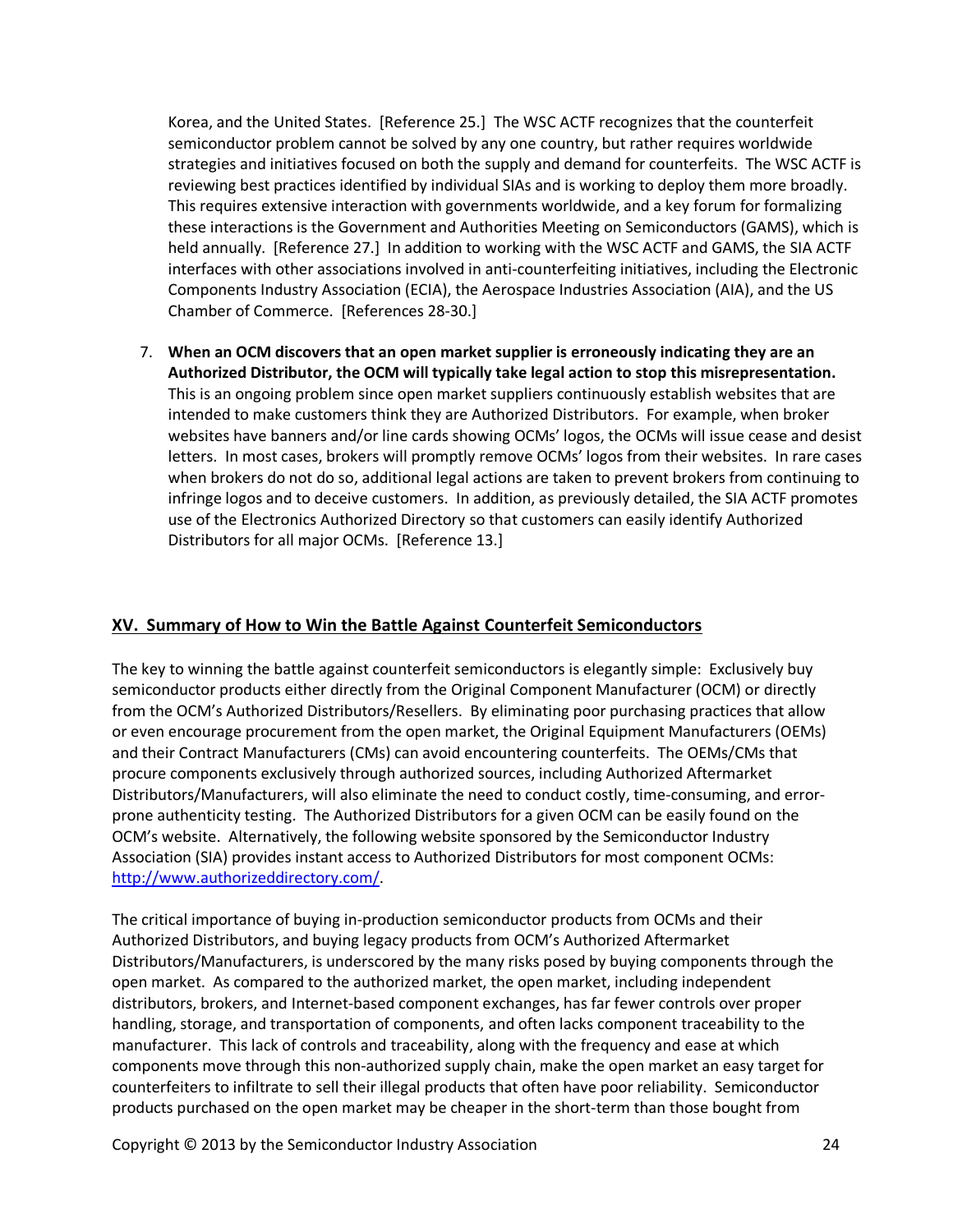Korea, and the United States. [Reference 25.] The WSC ACTF recognizes that the counterfeit semiconductor problem cannot be solved by any one country, but rather requires worldwide strategies and initiatives focused on both the supply and demand for counterfeits. The WSC ACTF is reviewing best practices identified by individual SIAs and is working to deploy them more broadly. This requires extensive interaction with governments worldwide, and a key forum for formalizing these interactions is the Government and Authorities Meeting on Semiconductors (GAMS), which is held annually. [Reference 27.] In addition to working with the WSC ACTF and GAMS, the SIA ACTF interfaces with other associations involved in anti-counterfeiting initiatives, including the Electronic Components Industry Association (ECIA), the Aerospace Industries Association (AIA), and the US Chamber of Commerce. [References 28-30.]

7. **When an OCM discovers that an open market supplier is erroneously indicating they are an Authorized Distributor, the OCM will typically take legal action to stop this misrepresentation.** This is an ongoing problem since open market suppliers continuously establish websites that are intended to make customers think they are Authorized Distributors. For example, when broker websites have banners and/or line cards showing OCMs' logos, the OCMs will issue cease and desist letters. In most cases, brokers will promptly remove OCMs' logos from their websites. In rare cases when brokers do not do so, additional legal actions are taken to prevent brokers from continuing to infringe logos and to deceive customers. In addition, as previously detailed, the SIA ACTF promotes use of the Electronics Authorized Directory so that customers can easily identify Authorized Distributors for all major OCMs. [Reference 13.]

## XV. Summary of How to Win the Battle Against Counterfeit Semiconductors

The key to winning the battle against counterfeit semiconductors is elegantly simple: Exclusively buy semiconductor products either directly from the Original Component Manufacturer (OCM) or directly from the OCM's Authorized Distributors/Resellers. By eliminating poor purchasing practices that allow or even encourage procurement from the open market, the Original Equipment Manufacturers (OEMs) and their Contract Manufacturers (CMs) can avoid encountering counterfeits. The OEMs/CMs that procure components exclusively through authorized sources, including Authorized Aftermarket Distributors/Manufacturers, will also eliminate the need to conduct costly, time-consuming, and error-prone authenticity testing. The Authorized Distributors for a given OCM can be easily found on the OCM's website. Alternatively, the following website sponsored by the Semiconductor Industry Association (SIA) provides instant access to Authorized Distributors for most component OCMs: http://www.authorizeddirectory.com/.

The critical importance of buying in-production semiconductor products from OCMs and their Authorized Distributors, and buying legacy products from OCM's Authorized Aftermarket Distributors/Manufacturers, is underscored by the many risks posed by buying components through the open market. As compared to the authorized market, the open market, including independent distributors, brokers, and Internet-based component exchanges, has far fewer controls over proper handling, storage, and transportation of components, and often lacks component traceability to the manufacturer. This lack of controls and traceability, along with the frequency and ease at which components move through this non-authorized supply chain, make the open market an easy target for counterfeiters to infiltrate to sell their illegal products that often have poor reliability. Semiconductor products purchased on the open market may be cheaper in the short-term than those bought from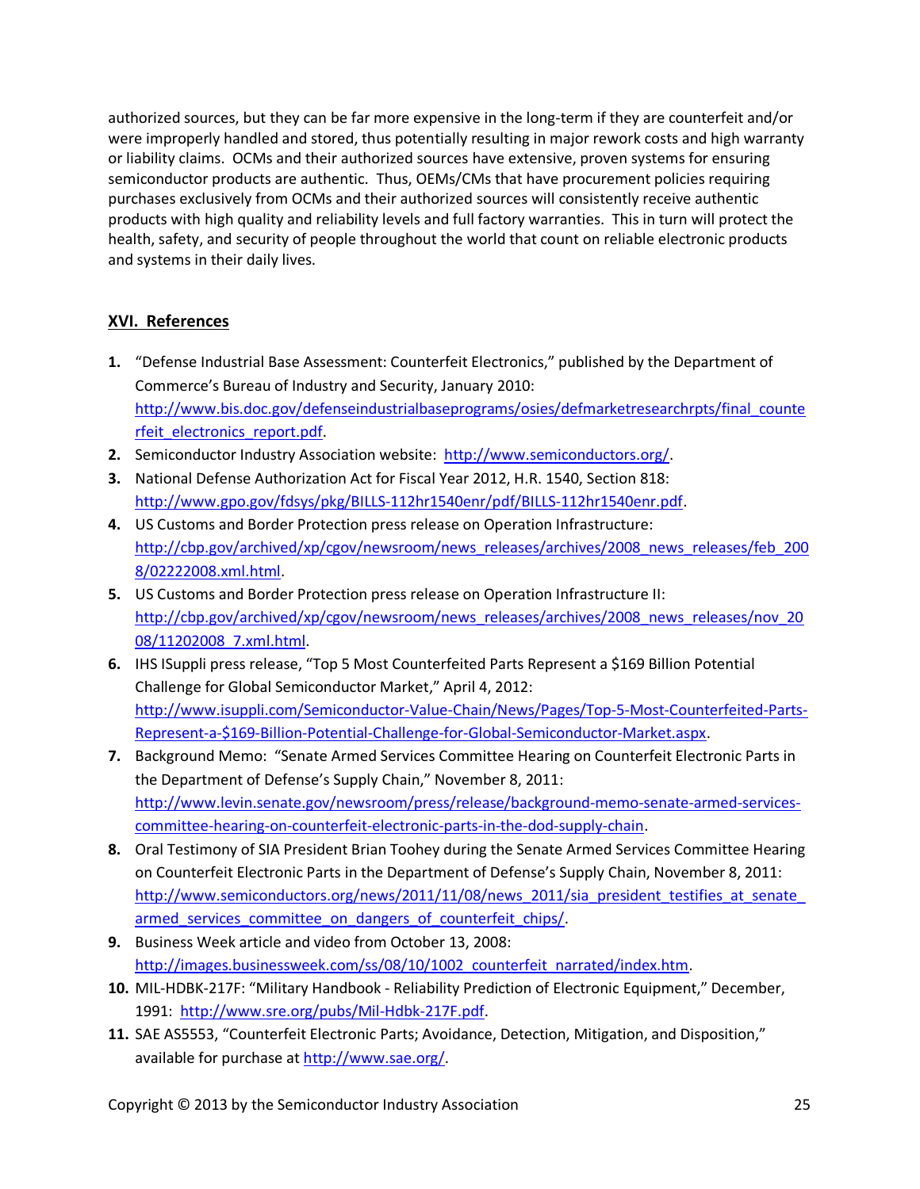authorized sources, but they can be far more expensive in the long-term if they are counterfeit and/or were improperly handled and stored, thus potentially resulting in major rework costs and high warranty or liability claims. OCMs and their authorized sources have extensive, proven systems for ensuring semiconductor products are authentic. Thus, OEMs/CMs that have procurement policies requiring purchases exclusively from OCMs and their authorized sources will consistently receive authentic products with high quality and reliability levels and full factory warranties. This in turn will protect the health, safety, and security of people throughout the world that count on reliable electronic products and systems in their daily lives.

## XVI. References

1. "Defense Industrial Base Assessment: Counterfeit Electronics," published by the Department of Commerce's Bureau of Industry and Security, January 2010: http://www.bis.doc.gov/defenseindustrialbaseprograms/osies/defmarketresearchrpts/final_counterfeit_electronics_report.pdf.
2. Semiconductor Industry Association website: http://www.semiconductors.org/.
3. National Defense Authorization Act for Fiscal Year 2012, H.R. 1540, Section 818: http://www.gpo.gov/fdsys/pkg/BILLS-112hr1540enr/pdf/BILLS-112hr1540enr.pdf.
4. US Customs and Border Protection press release on Operation Infrastructure: http://cbp.gov/archived/xp/cgov/newsroom/news_releases/archives/2008_news_releases/feb_2008/02222008.xml.html.
5. US Customs and Border Protection press release on Operation Infrastructure II: http://cbp.gov/archived/xp/cgov/newsroom/news_releases/archives/2008_news_releases/nov_2008/11202008_7.xml.html.
6. IHS ISuppli press release, "Top 5 Most Counterfeited Parts Represent a $169 Billion Potential Challenge for Global Semiconductor Market," April 4, 2012: http://www.isuppli.com/Semiconductor-Value-Chain/News/Pages/Top-5-Most-Counterfeited-Parts-Represent-a-$169-Billion-Potential-Challenge-for-Global-Semiconductor-Market.aspx.
7. Background Memo: "Senate Armed Services Committee Hearing on Counterfeit Electronic Parts in the Department of Defense's Supply Chain," November 8, 2011: http://www.levin.senate.gov/newsroom/press/release/background-memo-senate-armed-services-committee-hearing-on-counterfeit-electronic-parts-in-the-dod-supply-chain.
8. Oral Testimony of SIA President Brian Toohey during the Senate Armed Services Committee Hearing on Counterfeit Electronic Parts in the Department of Defense's Supply Chain, November 8, 2011: http://www.semiconductors.org/news/2011/11/08/news_2011/sia_president_testifies_at_senate_armed_services_committee_on_dangers_of_counterfeit_chips/.
9. Business Week article and video from October 13, 2008: http://images.businessweek.com/ss/08/10/1002_counterfeit_narrated/index.htm.
10. MIL-HDBK-217F: "Military Handbook - Reliability Prediction of Electronic Equipment," December, 1991: http://www.sre.org/pubs/Mil-Hdbk-217F.pdf.
11. SAE AS5553, "Counterfeit Electronic Parts; Avoidance, Detection, Mitigation, and Disposition," available for purchase at http://www.sae.org/.

Copyright © 2013 by the Semiconductor Industry Association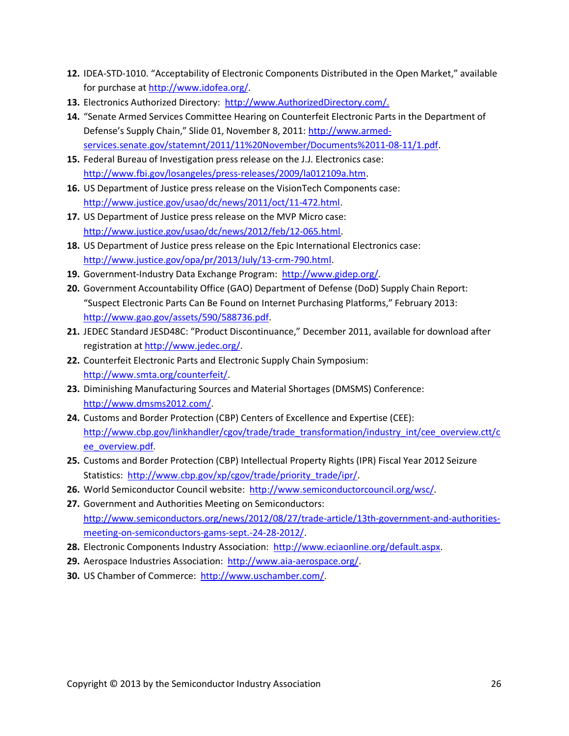12. IDEA-STD-1010. "Acceptability of Electronic Components Distributed in the Open Market," available for purchase at http://www.idofea.org/.
13. Electronics Authorized Directory: http://www.AuthorizedDirectory.com/.
14. "Senate Armed Services Committee Hearing on Counterfeit Electronic Parts in the Department of Defense's Supply Chain," Slide 01, November 8, 2011: http://www.armed-services.senate.gov/statemnt/2011/11%20November/Documents%2011-08-11/1.pdf.
15. Federal Bureau of Investigation press release on the J.J. Electronics case: http://www.fbi.gov/losangeles/press-releases/2009/la012109a.htm.
16. US Department of Justice press release on the VisionTech Components case: http://www.justice.gov/usao/dc/news/2011/oct/11-472.html.
17. US Department of Justice press release on the MVP Micro case: http://www.justice.gov/usao/dc/news/2012/feb/12-065.html.
18. US Department of Justice press release on the Epic International Electronics case: http://www.justice.gov/opa/pr/2013/July/13-crm-790.html.
19. Government-Industry Data Exchange Program: http://www.gidep.org/.
20. Government Accountability Office (GAO) Department of Defense (DoD) Supply Chain Report: "Suspect Electronic Parts Can Be Found on Internet Purchasing Platforms," February 2013: http://www.gao.gov/assets/590/588736.pdf.
21. JEDEC Standard JESD48C: "Product Discontinuance," December 2011, available for download after registration at http://www.jedec.org/.
22. Counterfeit Electronic Parts and Electronic Supply Chain Symposium: http://www.smta.org/counterfeit/.
23. Diminishing Manufacturing Sources and Material Shortages (DMSMS) Conference: http://www.dmsms2012.com/.
24. Customs and Border Protection (CBP) Centers of Excellence and Expertise (CEE): http://www.cbp.gov/linkhandler/cgov/trade/trade_transformation/industry_int/cee_overview.ctt/cee_overview.pdf.
25. Customs and Border Protection (CBP) Intellectual Property Rights (IPR) Fiscal Year 2012 Seizure Statistics: http://www.cbp.gov/xp/cgov/trade/priority_trade/ipr/.
26. World Semiconductor Council website: http://www.semiconductorcouncil.org/wsc/.
27. Government and Authorities Meeting on Semiconductors: http://www.semiconductors.org/news/2012/08/27/trade-article/13th-government-and-authorities-meeting-on-semiconductors-gams-sept.-24-28-2012/.
28. Electronic Components Industry Association: http://www.eciaonline.org/default.aspx.
29. Aerospace Industries Association: http://www.aia-aerospace.org/.
30. US Chamber of Commerce: http://www.uschamber.com/.

Copyright © 2013 by the Semiconductor Industry Association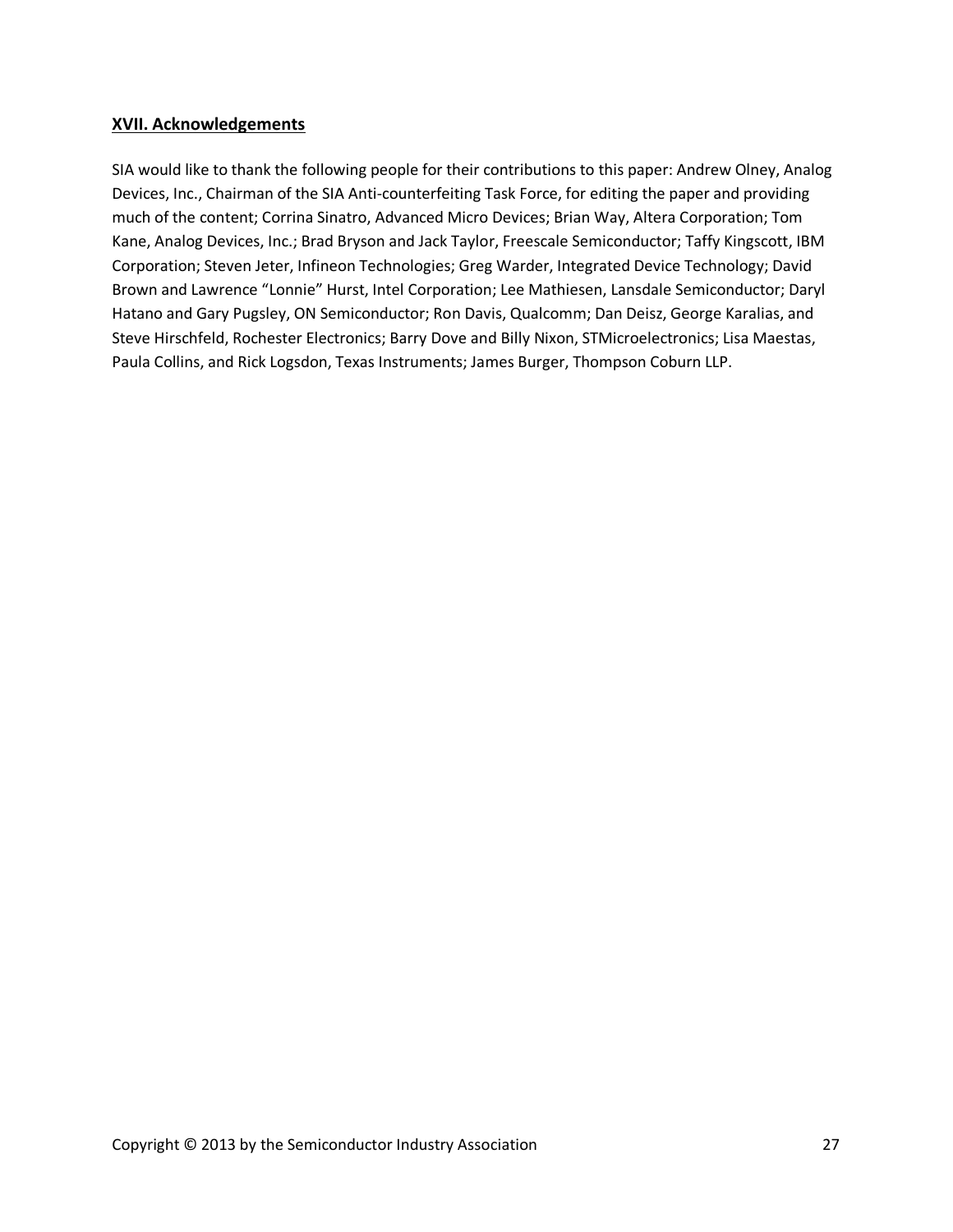## XVII. Acknowledgements

SIA would like to thank the following people for their contributions to this paper: Andrew Olney, Analog Devices, Inc., Chairman of the SIA Anti-counterfeiting Task Force, for editing the paper and providing much of the content; Corrina Sinatro, Advanced Micro Devices; Brian Way, Altera Corporation; Tom Kane, Analog Devices, Inc.; Brad Bryson and Jack Taylor, Freescale Semiconductor; Taffy Kingscott, IBM Corporation; Steven Jeter, Infineon Technologies; Greg Warder, Integrated Device Technology; David Brown and Lawrence "Lonnie" Hurst, Intel Corporation; Lee Mathiesen, Lansdale Semiconductor; Daryl Hatano and Gary Pugsley, ON Semiconductor; Ron Davis, Qualcomm; Dan Deisz, George Karalias, and Steve Hirschfeld, Rochester Electronics; Barry Dove and Billy Nixon, STMicroelectronics; Lisa Maestas, Paula Collins, and Rick Logsdon, Texas Instruments; James Burger, Thompson Coburn LLP.